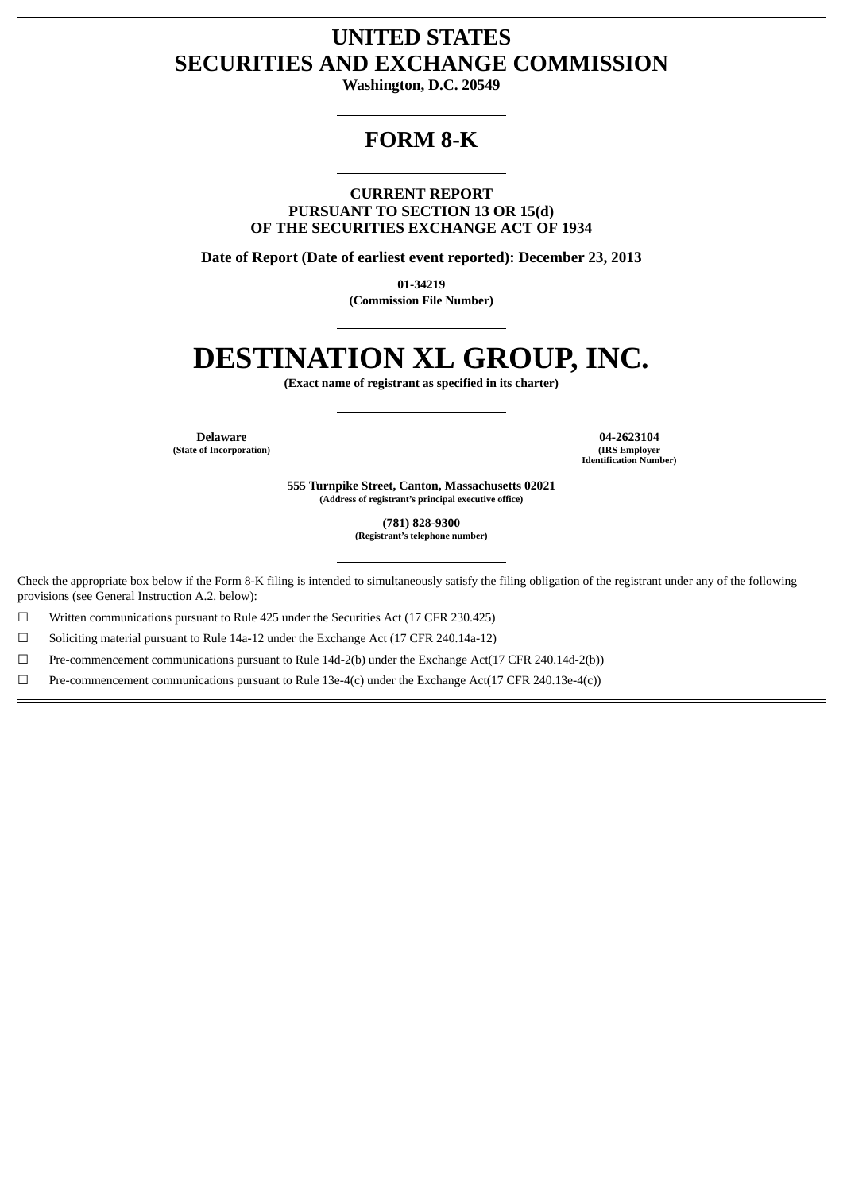# UNITED STATES
# SECURITIES AND EXCHANGE COMMISSION

**Washington, D.C. 20549**

## FORM 8-K

**CURRENT REPORT**
**PURSUANT TO SECTION 13 OR 15(d)**
**OF THE SECURITIES EXCHANGE ACT OF 1934**

**Date of Report (Date of earliest event reported): December 23, 2013**

**01-34219**
**(Commission File Number)**

# DESTINATION XL GROUP, INC.

**(Exact name of registrant as specified in its charter)**

| **Delaware** | **04-2623104** |
|---|---|
| **(State of Incorporation)** | **(IRS Employer Identification Number)** |

**555 Turnpike Street, Canton, Massachusetts 02021**
**(Address of registrant's principal executive office)**

**(781) 828-9300**
**(Registrant's telephone number)**

Check the appropriate box below if the Form 8-K filing is intended to simultaneously satisfy the filing obligation of the registrant under any of the following provisions (see General Instruction A.2. below):

☐ Written communications pursuant to Rule 425 under the Securities Act (17 CFR 230.425)

☐ Soliciting material pursuant to Rule 14a-12 under the Exchange Act (17 CFR 240.14a-12)

☐ Pre-commencement communications pursuant to Rule 14d-2(b) under the Exchange Act(17 CFR 240.14d-2(b))

☐ Pre-commencement communications pursuant to Rule 13e-4(c) under the Exchange Act(17 CFR 240.13e-4(c))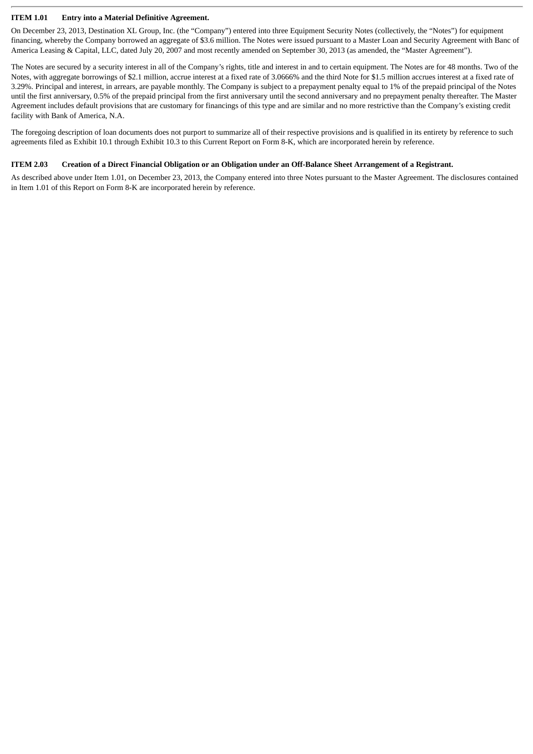### ITEM 1.01 Entry into a Material Definitive Agreement.

On December 23, 2013, Destination XL Group, Inc. (the "Company") entered into three Equipment Security Notes (collectively, the "Notes") for equipment financing, whereby the Company borrowed an aggregate of $3.6 million. The Notes were issued pursuant to a Master Loan and Security Agreement with Banc of America Leasing & Capital, LLC, dated July 20, 2007 and most recently amended on September 30, 2013 (as amended, the "Master Agreement").

The Notes are secured by a security interest in all of the Company's rights, title and interest in and to certain equipment. The Notes are for 48 months. Two of the Notes, with aggregate borrowings of $2.1 million, accrue interest at a fixed rate of 3.0666% and the third Note for $1.5 million accrues interest at a fixed rate of 3.29%. Principal and interest, in arrears, are payable monthly. The Company is subject to a prepayment penalty equal to 1% of the prepaid principal of the Notes until the first anniversary, 0.5% of the prepaid principal from the first anniversary until the second anniversary and no prepayment penalty thereafter. The Master Agreement includes default provisions that are customary for financings of this type and are similar and no more restrictive than the Company's existing credit facility with Bank of America, N.A.

The foregoing description of loan documents does not purport to summarize all of their respective provisions and is qualified in its entirety by reference to such agreements filed as Exhibit 10.1 through Exhibit 10.3 to this Current Report on Form 8-K, which are incorporated herein by reference.

### ITEM 2.03 Creation of a Direct Financial Obligation or an Obligation under an Off-Balance Sheet Arrangement of a Registrant.

As described above under Item 1.01, on December 23, 2013, the Company entered into three Notes pursuant to the Master Agreement. The disclosures contained in Item 1.01 of this Report on Form 8-K are incorporated herein by reference.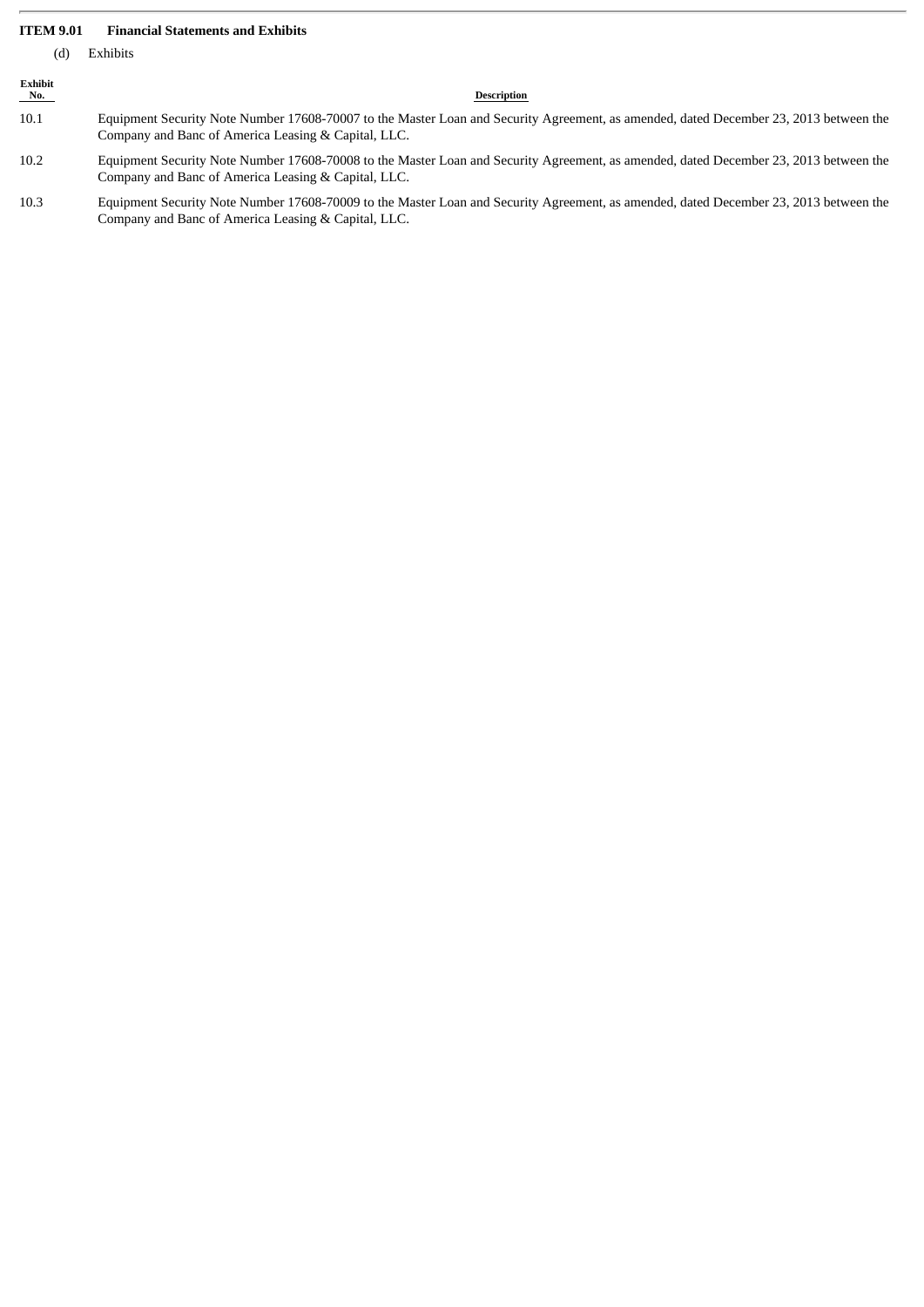**ITEM 9.01 Financial Statements and Exhibits**

(d) Exhibits

| Exhibit No. | Description |
|---|---|
| 10.1 | Equipment Security Note Number 17608-70007 to the Master Loan and Security Agreement, as amended, dated December 23, 2013 between the Company and Banc of America Leasing & Capital, LLC. |
| 10.2 | Equipment Security Note Number 17608-70008 to the Master Loan and Security Agreement, as amended, dated December 23, 2013 between the Company and Banc of America Leasing & Capital, LLC. |
| 10.3 | Equipment Security Note Number 17608-70009 to the Master Loan and Security Agreement, as amended, dated December 23, 2013 between the Company and Banc of America Leasing & Capital, LLC. |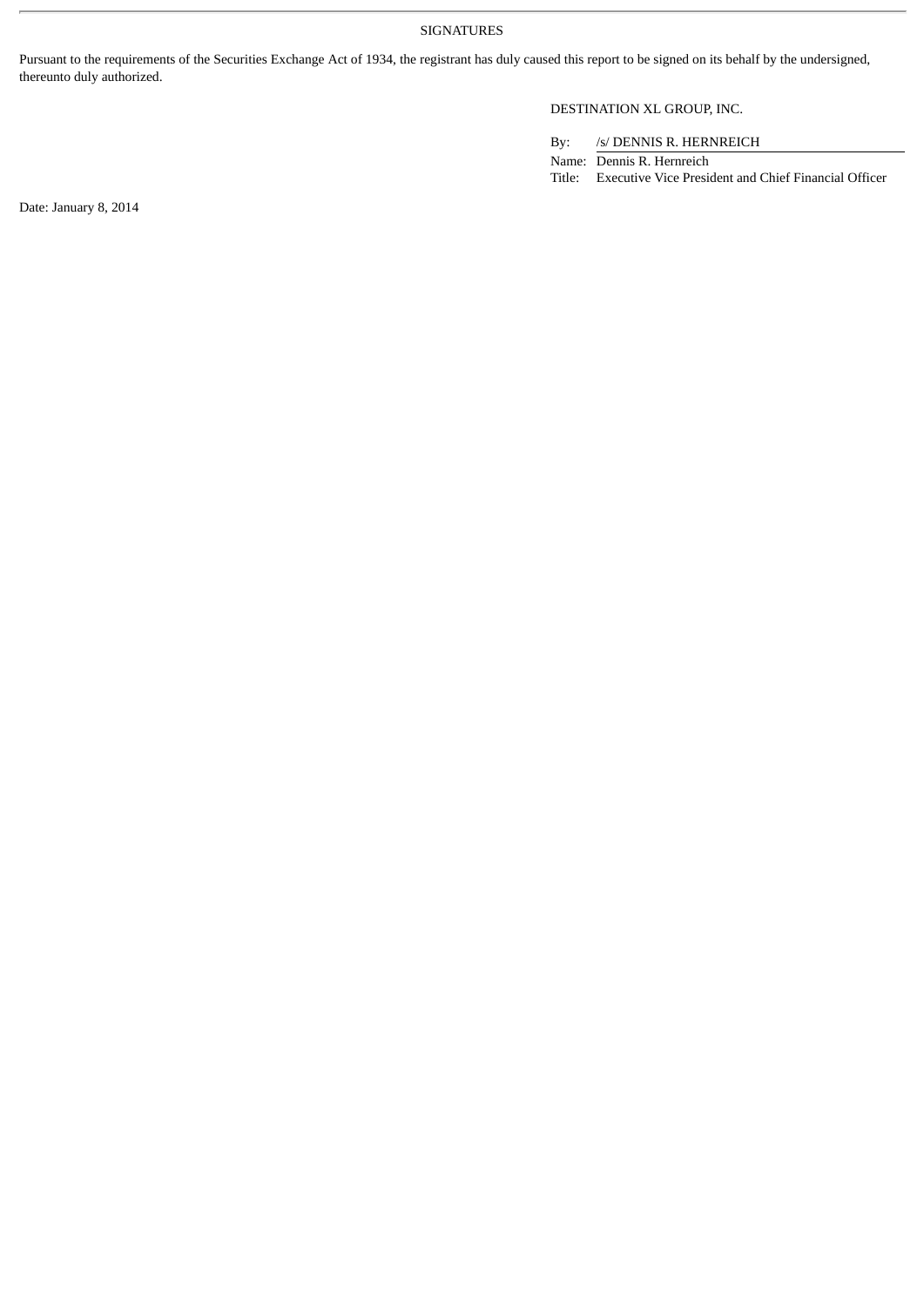SIGNATURES

Pursuant to the requirements of the Securities Exchange Act of 1934, the registrant has duly caused this report to be signed on its behalf by the undersigned, thereunto duly authorized.

DESTINATION XL GROUP, INC.

By: /s/ DENNIS R. HERNREICH

Name: Dennis R. Hernreich

Title: Executive Vice President and Chief Financial Officer

Date: January 8, 2014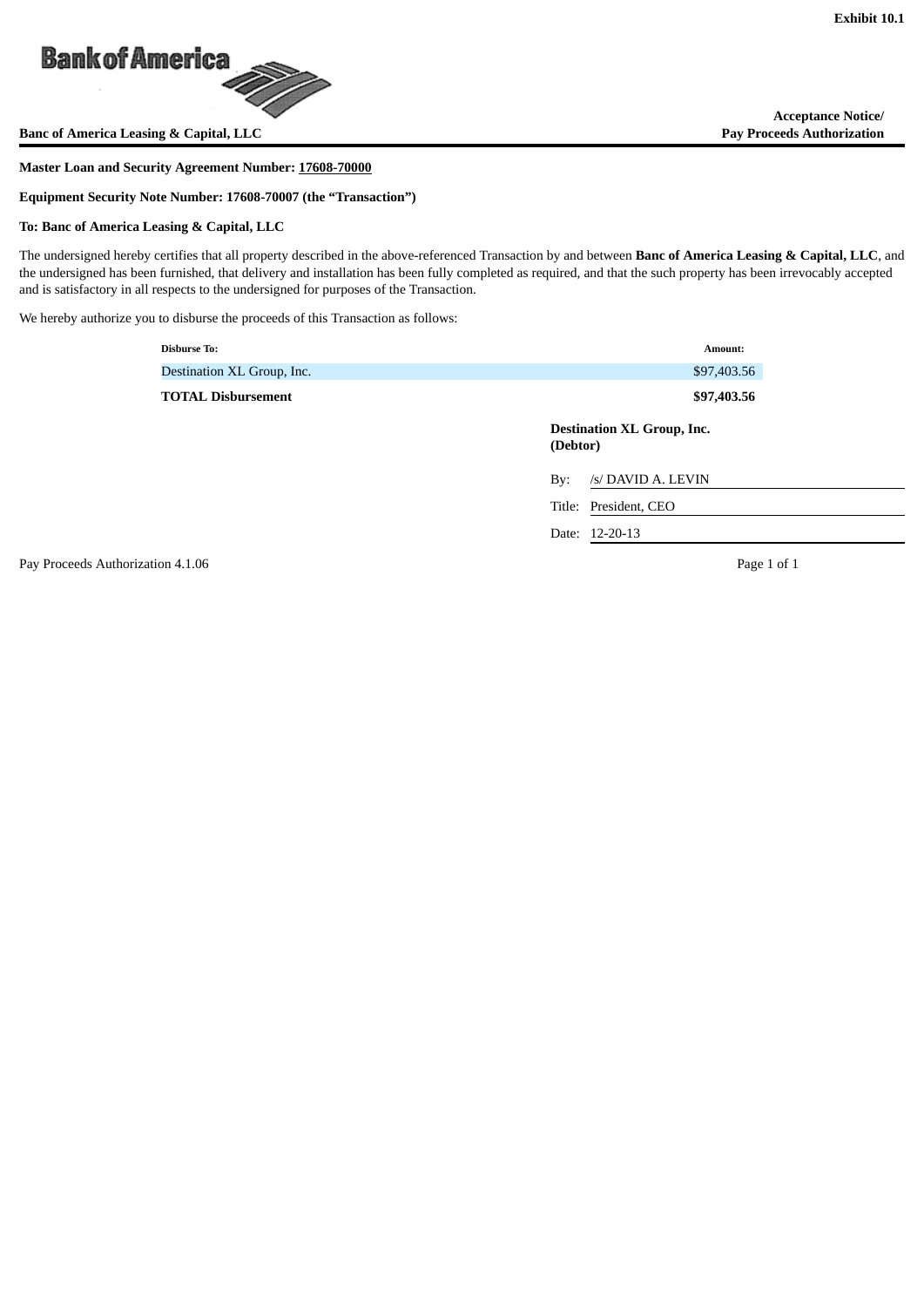Exhibit 10.1

Bank of America

**Banc of America Leasing & Capital, LLC**

**Acceptance Notice/ Pay Proceeds Authorization**

**Master Loan and Security Agreement Number: 17608-70000**

**Equipment Security Note Number: 17608-70007 (the "Transaction")**

**To: Banc of America Leasing & Capital, LLC**

The undersigned hereby certifies that all property described in the above-referenced Transaction by and between **Banc of America Leasing & Capital, LLC**, and the undersigned has been furnished, that delivery and installation has been fully completed as required, and that the such property has been irrevocably accepted and is satisfactory in all respects to the undersigned for purposes of the Transaction.

We hereby authorize you to disburse the proceeds of this Transaction as follows:

| Disburse To: | Amount: |
|---|---|
| Destination XL Group, Inc. | $97,403.56 |
| **TOTAL Disbursement** | **$97,403.56** |

**Destination XL Group, Inc.**
**(Debtor)**

By: /s/ DAVID A. LEVIN

Title: President, CEO

Date: 12-20-13

Pay Proceeds Authorization 4.1.06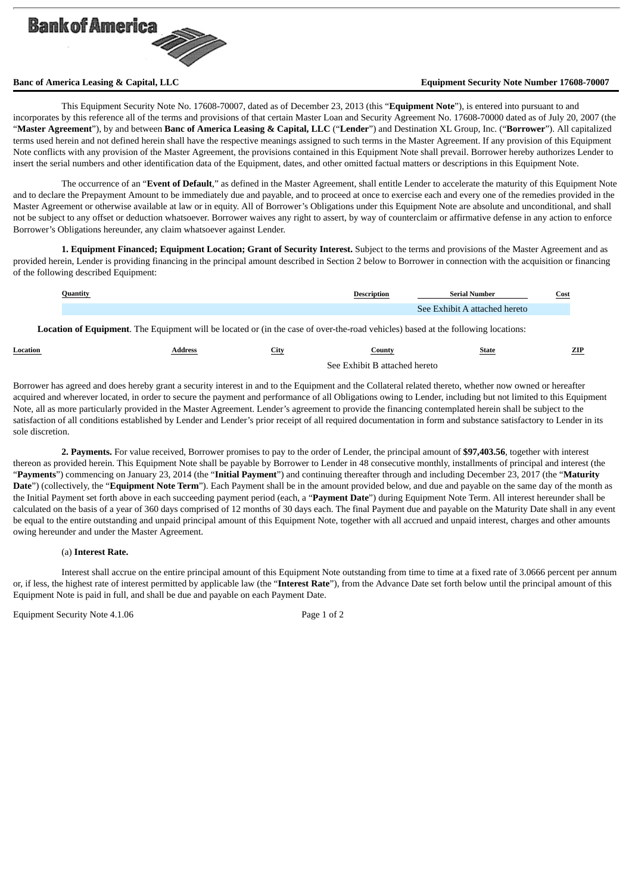Bank of America

**Banc of America Leasing & Capital, LLC** **Equipment Security Note Number 17608-70007**

This Equipment Security Note No. 17608-70007, dated as of December 23, 2013 (this "**Equipment Note**"), is entered into pursuant to and incorporates by this reference all of the terms and provisions of that certain Master Loan and Security Agreement No. 17608-70000 dated as of July 20, 2007 (the "**Master Agreement**"), by and between **Banc of America Leasing & Capital, LLC** ("**Lender**") and Destination XL Group, Inc. ("**Borrower**"). All capitalized terms used herein and not defined herein shall have the respective meanings assigned to such terms in the Master Agreement. If any provision of this Equipment Note conflicts with any provision of the Master Agreement, the provisions contained in this Equipment Note shall prevail. Borrower hereby authorizes Lender to insert the serial numbers and other identification data of the Equipment, dates, and other omitted factual matters or descriptions in this Equipment Note.

The occurrence of an "**Event of Default**," as defined in the Master Agreement, shall entitle Lender to accelerate the maturity of this Equipment Note and to declare the Prepayment Amount to be immediately due and payable, and to proceed at once to exercise each and every one of the remedies provided in the Master Agreement or otherwise available at law or in equity. All of Borrower's Obligations under this Equipment Note are absolute and unconditional, and shall not be subject to any offset or deduction whatsoever. Borrower waives any right to assert, by way of counterclaim or affirmative defense in any action to enforce Borrower's Obligations hereunder, any claim whatsoever against Lender.

**1. Equipment Financed; Equipment Location; Grant of Security Interest.** Subject to the terms and provisions of the Master Agreement and as provided herein, Lender is providing financing in the principal amount described in Section 2 below to Borrower in connection with the acquisition or financing of the following described Equipment:

| Quantity | Description | Serial Number | Cost |
|---|---|---|---|
| | | See Exhibit A attached hereto | |

**Location of Equipment**. The Equipment will be located or (in the case of over-the-road vehicles) based at the following locations:

| Location | Address | City | County | State | ZIP |
|---|---|---|---|---|---|
| | | | See Exhibit B attached hereto | | |

Borrower has agreed and does hereby grant a security interest in and to the Equipment and the Collateral related thereto, whether now owned or hereafter acquired and wherever located, in order to secure the payment and performance of all Obligations owing to Lender, including but not limited to this Equipment Note, all as more particularly provided in the Master Agreement. Lender's agreement to provide the financing contemplated herein shall be subject to the satisfaction of all conditions established by Lender and Lender's prior receipt of all required documentation in form and substance satisfactory to Lender in its sole discretion.

**2. Payments.** For value received, Borrower promises to pay to the order of Lender, the principal amount of **$97,403.56**, together with interest thereon as provided herein. This Equipment Note shall be payable by Borrower to Lender in 48 consecutive monthly, installments of principal and interest (the "**Payments**") commencing on January 23, 2014 (the "**Initial Payment**") and continuing thereafter through and including December 23, 2017 (the "**Maturity Date**") (collectively, the "**Equipment Note Term**"). Each Payment shall be in the amount provided below, and due and payable on the same day of the month as the Initial Payment set forth above in each succeeding payment period (each, a "**Payment Date**") during Equipment Note Term. All interest hereunder shall be calculated on the basis of a year of 360 days comprised of 12 months of 30 days each. The final Payment due and payable on the Maturity Date shall in any event be equal to the entire outstanding and unpaid principal amount of this Equipment Note, together with all accrued and unpaid interest, charges and other amounts owing hereunder and under the Master Agreement.

(a) **Interest Rate.**

Interest shall accrue on the entire principal amount of this Equipment Note outstanding from time to time at a fixed rate of 3.0666 percent per annum or, if less, the highest rate of interest permitted by applicable law (the "**Interest Rate**"), from the Advance Date set forth below until the principal amount of this Equipment Note is paid in full, and shall be due and payable on each Payment Date.

Equipment Security Note 4.1.06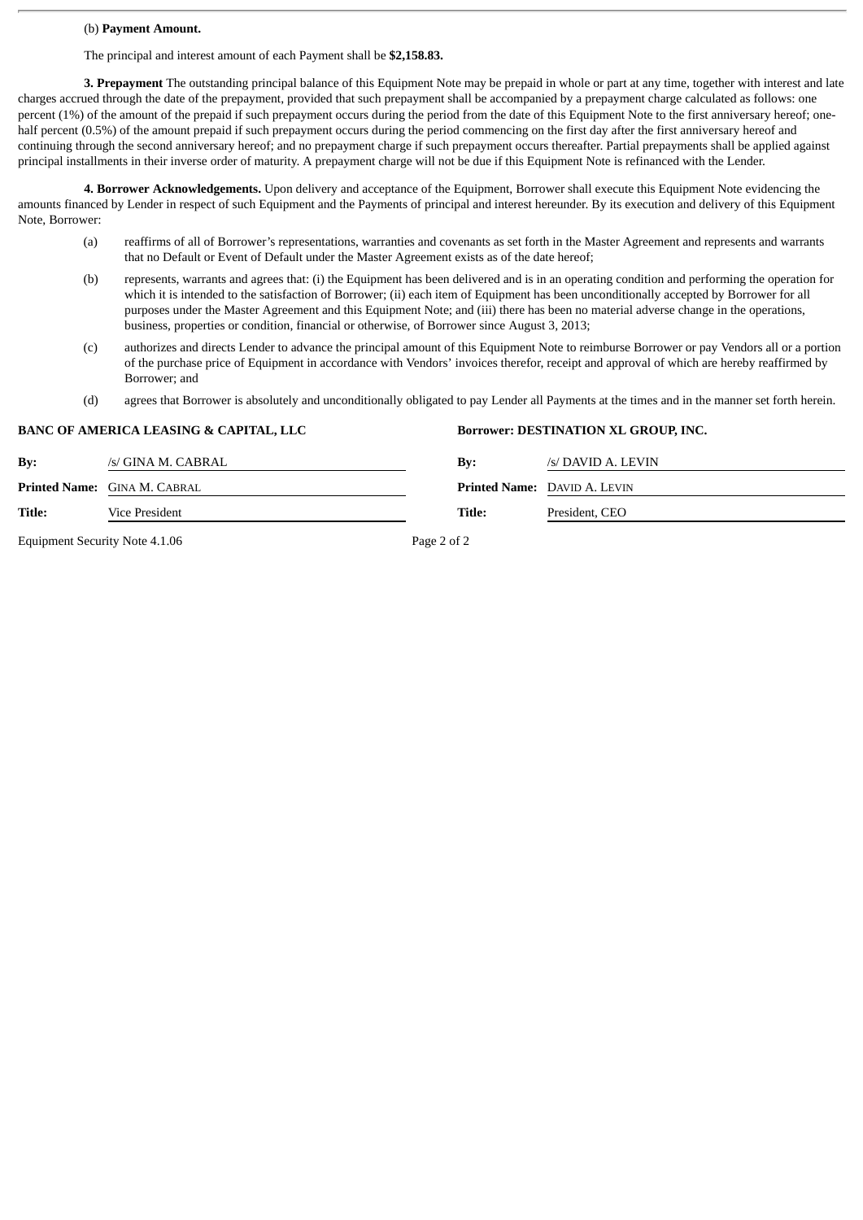(b) **Payment Amount.**

The principal and interest amount of each Payment shall be **$2,158.83.**

**3. Prepayment** The outstanding principal balance of this Equipment Note may be prepaid in whole or part at any time, together with interest and late charges accrued through the date of the prepayment, provided that such prepayment shall be accompanied by a prepayment charge calculated as follows: one percent (1%) of the amount of the prepaid if such prepayment occurs during the period from the date of this Equipment Note to the first anniversary hereof; one-half percent (0.5%) of the amount prepaid if such prepayment occurs during the period commencing on the first day after the first anniversary hereof and continuing through the second anniversary hereof; and no prepayment charge if such prepayment occurs thereafter. Partial prepayments shall be applied against principal installments in their inverse order of maturity. A prepayment charge will not be due if this Equipment Note is refinanced with the Lender.

**4. Borrower Acknowledgements.** Upon delivery and acceptance of the Equipment, Borrower shall execute this Equipment Note evidencing the amounts financed by Lender in respect of such Equipment and the Payments of principal and interest hereunder. By its execution and delivery of this Equipment Note, Borrower:

(a) reaffirms of all of Borrower's representations, warranties and covenants as set forth in the Master Agreement and represents and warrants that no Default or Event of Default under the Master Agreement exists as of the date hereof;

(b) represents, warrants and agrees that: (i) the Equipment has been delivered and is in an operating condition and performing the operation for which it is intended to the satisfaction of Borrower; (ii) each item of Equipment has been unconditionally accepted by Borrower for all purposes under the Master Agreement and this Equipment Note; and (iii) there has been no material adverse change in the operations, business, properties or condition, financial or otherwise, of Borrower since August 3, 2013;

(c) authorizes and directs Lender to advance the principal amount of this Equipment Note to reimburse Borrower or pay Vendors all or a portion of the purchase price of Equipment in accordance with Vendors' invoices therefor, receipt and approval of which are hereby reaffirmed by Borrower; and

(d) agrees that Borrower is absolutely and unconditionally obligated to pay Lender all Payments at the times and in the manner set forth herein.

| **BANC OF AMERICA LEASING & CAPITAL, LLC** | | **Borrower: DESTINATION XL GROUP, INC.** | |
|---|---|---|---|
| **By:** | /s/ GINA M. CABRAL | **By:** | /s/ DAVID A. LEVIN |
| **Printed Name:** | GINA M. CABRAL | **Printed Name:** | DAVID A. LEVIN |
| **Title:** | Vice President | **Title:** | President, CEO |

Equipment Security Note 4.1.06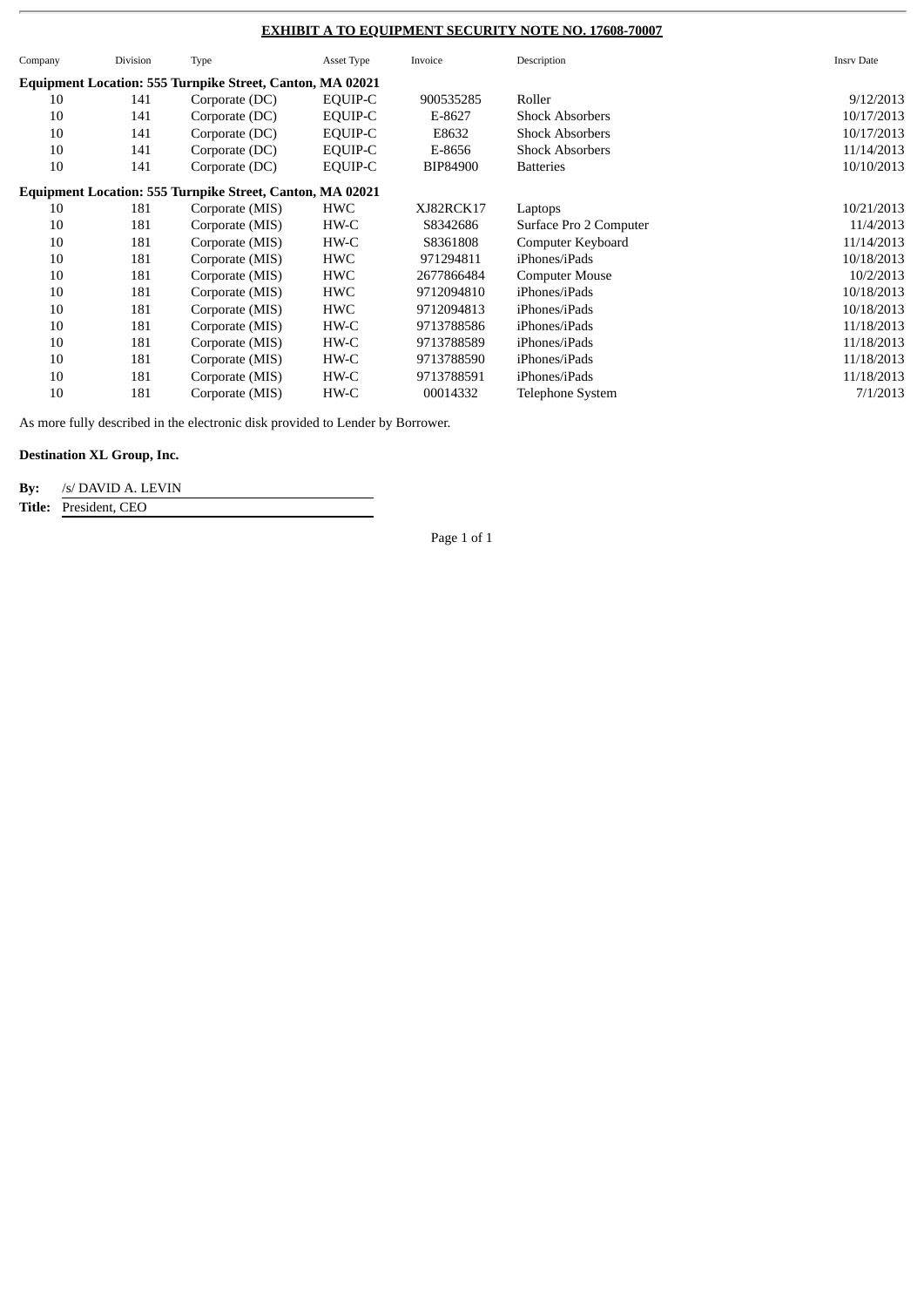**EXHIBIT A TO EQUIPMENT SECURITY NOTE NO. 17608-70007**

| Company | Division | Type | Asset Type | Invoice | Description | Insrv Date |
|---|---|---|---|---|---|---|
| **Equipment Location: 555 Turnpike Street, Canton, MA 02021** | | | | | | |
| 10 | 141 | Corporate (DC) | EQUIP-C | 900535285 | Roller | 9/12/2013 |
| 10 | 141 | Corporate (DC) | EQUIP-C | E-8627 | Shock Absorbers | 10/17/2013 |
| 10 | 141 | Corporate (DC) | EQUIP-C | E8632 | Shock Absorbers | 10/17/2013 |
| 10 | 141 | Corporate (DC) | EQUIP-C | E-8656 | Shock Absorbers | 11/14/2013 |
| 10 | 141 | Corporate (DC) | EQUIP-C | BIP84900 | Batteries | 10/10/2013 |
| **Equipment Location: 555 Turnpike Street, Canton, MA 02021** | | | | | | |
| 10 | 181 | Corporate (MIS) | HWC | XJ82RCK17 | Laptops | 10/21/2013 |
| 10 | 181 | Corporate (MIS) | HW-C | S8342686 | Surface Pro 2 Computer | 11/4/2013 |
| 10 | 181 | Corporate (MIS) | HW-C | S8361808 | Computer Keyboard | 11/14/2013 |
| 10 | 181 | Corporate (MIS) | HWC | 971294811 | iPhones/iPads | 10/18/2013 |
| 10 | 181 | Corporate (MIS) | HWC | 2677866484 | Computer Mouse | 10/2/2013 |
| 10 | 181 | Corporate (MIS) | HWC | 9712094810 | iPhones/iPads | 10/18/2013 |
| 10 | 181 | Corporate (MIS) | HWC | 9712094813 | iPhones/iPads | 10/18/2013 |
| 10 | 181 | Corporate (MIS) | HW-C | 9713788586 | iPhones/iPads | 11/18/2013 |
| 10 | 181 | Corporate (MIS) | HW-C | 9713788589 | iPhones/iPads | 11/18/2013 |
| 10 | 181 | Corporate (MIS) | HW-C | 9713788590 | iPhones/iPads | 11/18/2013 |
| 10 | 181 | Corporate (MIS) | HW-C | 9713788591 | iPhones/iPads | 11/18/2013 |
| 10 | 181 | Corporate (MIS) | HW-C | 00014332 | Telephone System | 7/1/2013 |

As more fully described in the electronic disk provided to Lender by Borrower.

**Destination XL Group, Inc.**

**By:** /s/ DAVID A. LEVIN

**Title:** President, CEO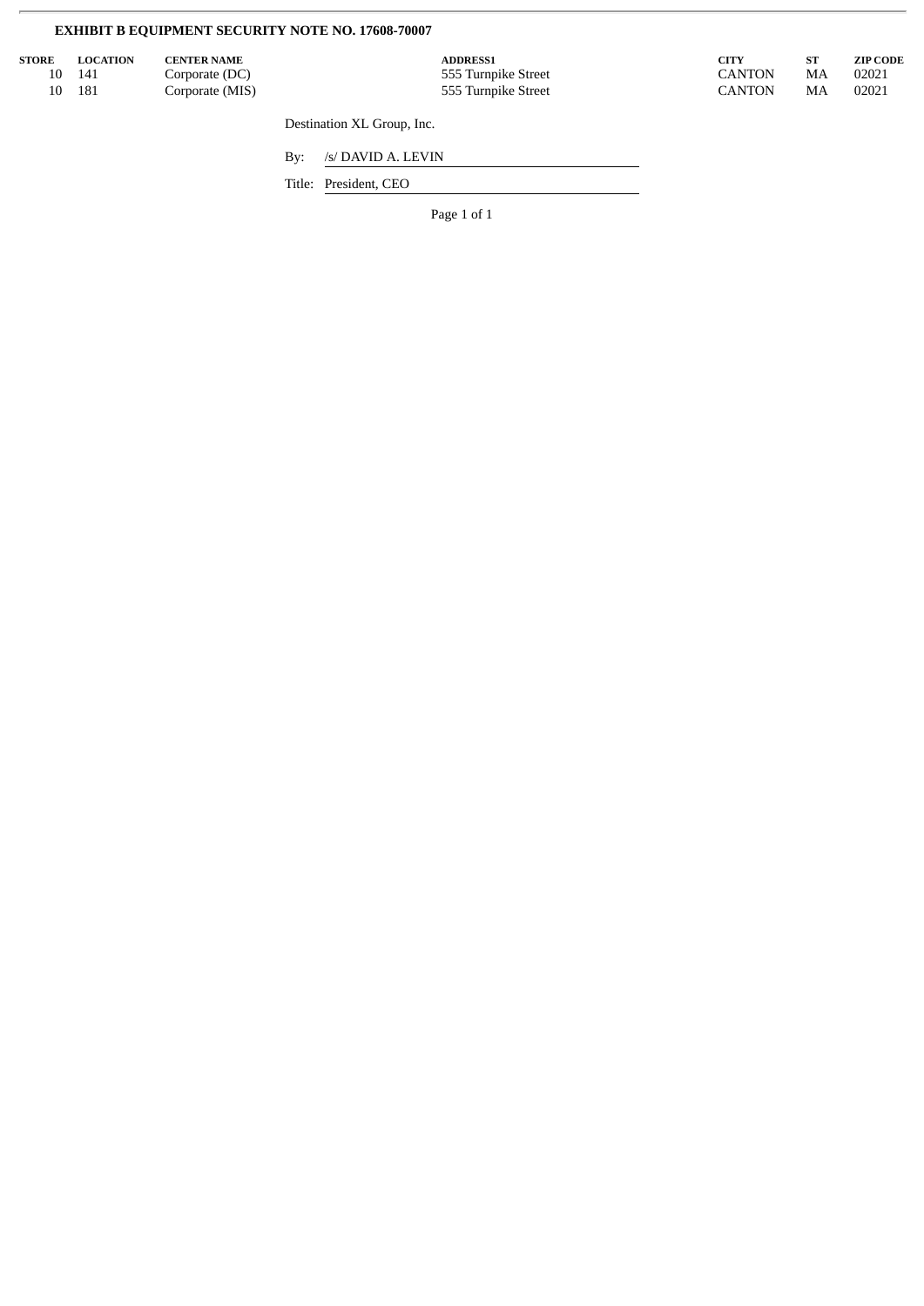**EXHIBIT B EQUIPMENT SECURITY NOTE NO. 17608-70007**

| STORE | LOCATION | CENTER NAME | ADDRESS1 | CITY | ST | ZIP CODE |
|---|---|---|---|---|---|---|
| 10 | 141 | Corporate (DC) | 555 Turnpike Street | CANTON | MA | 02021 |
| 10 | 181 | Corporate (MIS) | 555 Turnpike Street | CANTON | MA | 02021 |

Destination XL Group, Inc.

By: /s/ DAVID A. LEVIN

Title: President, CEO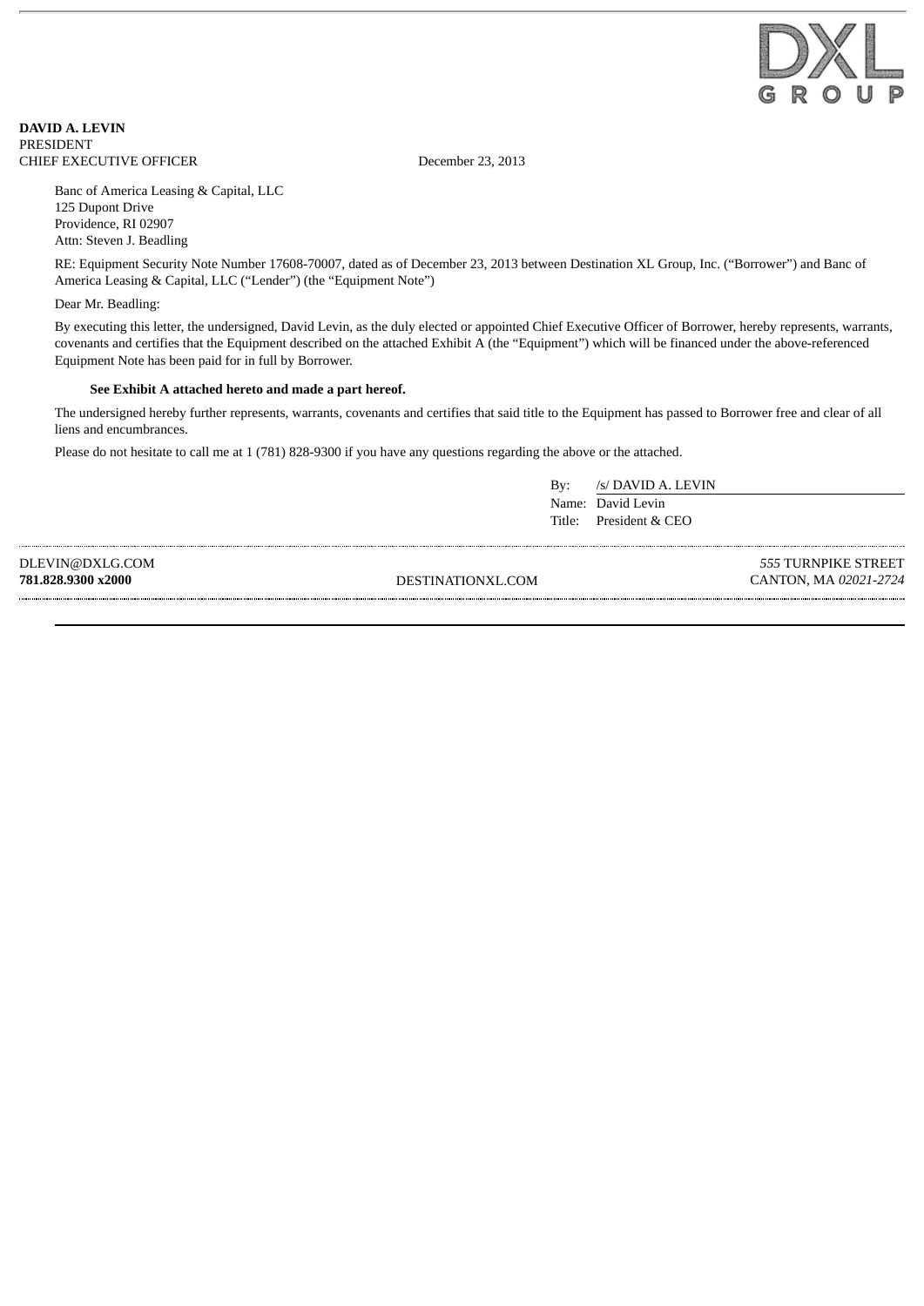DXL GROUP

**DAVID A. LEVIN**
PRESIDENT
CHIEF EXECUTIVE OFFICER

December 23, 2013

Banc of America Leasing & Capital, LLC
125 Dupont Drive
Providence, RI 02907
Attn: Steven J. Beadling

RE: Equipment Security Note Number 17608-70007, dated as of December 23, 2013 between Destination XL Group, Inc. ("Borrower") and Banc of America Leasing & Capital, LLC ("Lender") (the "Equipment Note")

Dear Mr. Beadling:

By executing this letter, the undersigned, David Levin, as the duly elected or appointed Chief Executive Officer of Borrower, hereby represents, warrants, covenants and certifies that the Equipment described on the attached Exhibit A (the "Equipment") which will be financed under the above-referenced Equipment Note has been paid for in full by Borrower.

**See Exhibit A attached hereto and made a part hereof.**

The undersigned hereby further represents, warrants, covenants and certifies that said title to the Equipment has passed to Borrower free and clear of all liens and encumbrances.

Please do not hesitate to call me at 1 (781) 828-9300 if you have any questions regarding the above or the attached.

By: /s/ DAVID A. LEVIN
Name: David Levin
Title: President & CEO

DLEVIN@DXLG.COM
**781.828.9300 x2000**

DESTINATIONXL.COM

*555* TURNPIKE STREET
CANTON, MA *02021-2724*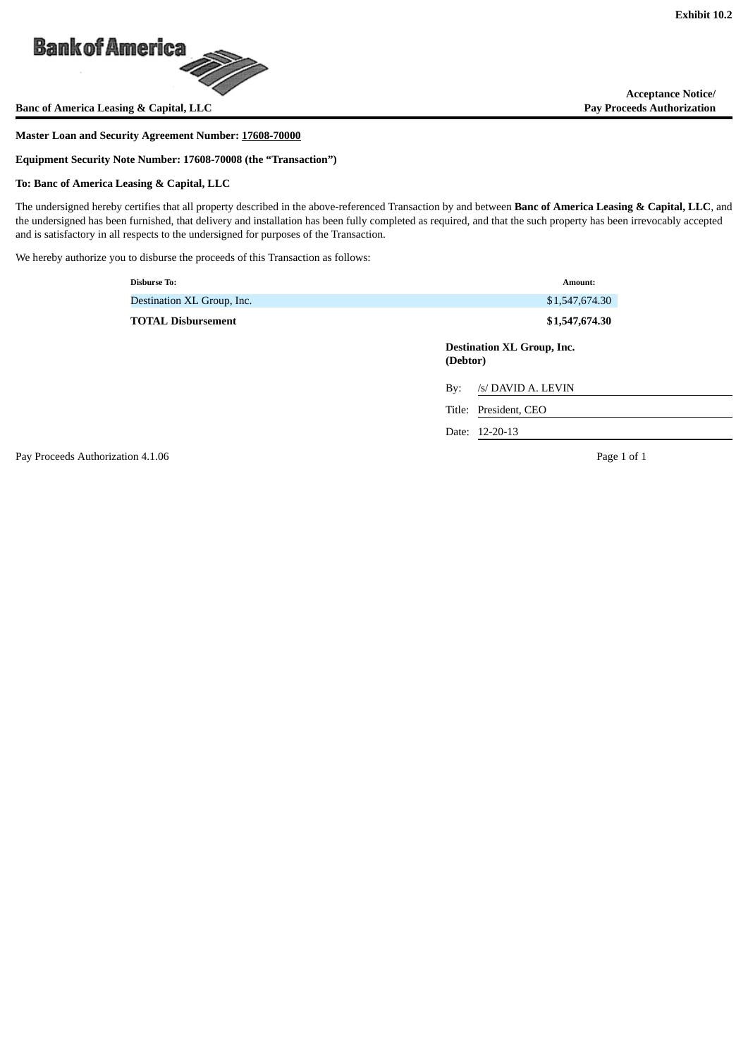Exhibit 10.2

Bank of America

**Banc of America Leasing & Capital, LLC**

**Acceptance Notice/ Pay Proceeds Authorization**

**Master Loan and Security Agreement Number: 17608-70000**

**Equipment Security Note Number: 17608-70008 (the "Transaction")**

**To: Banc of America Leasing & Capital, LLC**

The undersigned hereby certifies that all property described in the above-referenced Transaction by and between **Banc of America Leasing & Capital, LLC**, and the undersigned has been furnished, that delivery and installation has been fully completed as required, and that the such property has been irrevocably accepted and is satisfactory in all respects to the undersigned for purposes of the Transaction.

We hereby authorize you to disburse the proceeds of this Transaction as follows:

| Disburse To: | Amount: |
|---|---|
| Destination XL Group, Inc. | $1,547,674.30 |
| **TOTAL Disbursement** | **$1,547,674.30** |

**Destination XL Group, Inc. (Debtor)**

By: /s/ DAVID A. LEVIN

Title: President, CEO

Date: 12-20-13

Pay Proceeds Authorization 4.1.06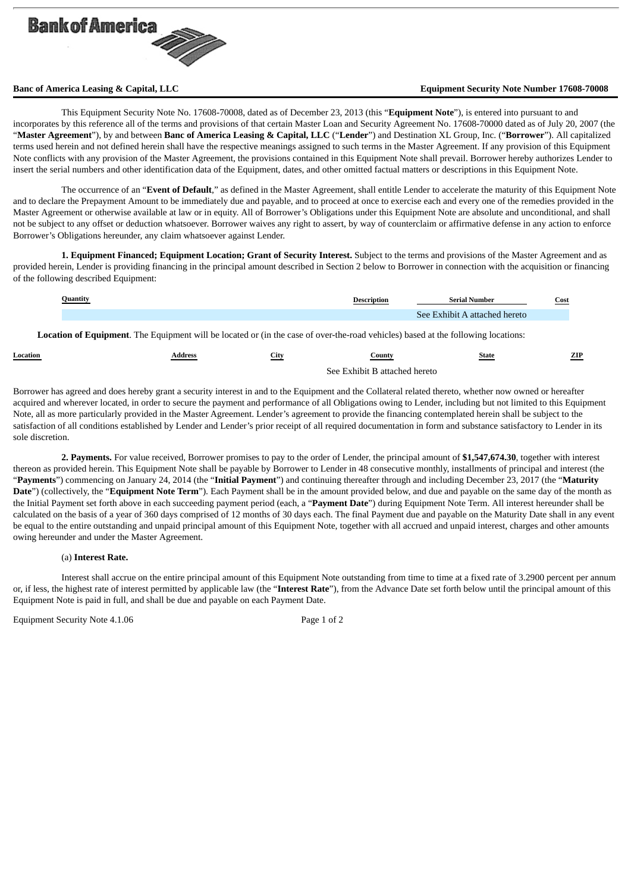**Banc of America Leasing & Capital, LLC** **Equipment Security Note Number 17608-70008**

This Equipment Security Note No. 17608-70008, dated as of December 23, 2013 (this "**Equipment Note**"), is entered into pursuant to and incorporates by this reference all of the terms and provisions of that certain Master Loan and Security Agreement No. 17608-70000 dated as of July 20, 2007 (the "**Master Agreement**"), by and between **Banc of America Leasing & Capital, LLC** ("**Lender**") and Destination XL Group, Inc. ("**Borrower**"). All capitalized terms used herein and not defined herein shall have the respective meanings assigned to such terms in the Master Agreement. If any provision of this Equipment Note conflicts with any provision of the Master Agreement, the provisions contained in this Equipment Note shall prevail. Borrower hereby authorizes Lender to insert the serial numbers and other identification data of the Equipment, dates, and other omitted factual matters or descriptions in this Equipment Note.

The occurrence of an "**Event of Default**," as defined in the Master Agreement, shall entitle Lender to accelerate the maturity of this Equipment Note and to declare the Prepayment Amount to be immediately due and payable, and to proceed at once to exercise each and every one of the remedies provided in the Master Agreement or otherwise available at law or in equity. All of Borrower's Obligations under this Equipment Note are absolute and unconditional, and shall not be subject to any offset or deduction whatsoever. Borrower waives any right to assert, by way of counterclaim or affirmative defense in any action to enforce Borrower's Obligations hereunder, any claim whatsoever against Lender.

**1. Equipment Financed; Equipment Location; Grant of Security Interest.** Subject to the terms and provisions of the Master Agreement and as provided herein, Lender is providing financing in the principal amount described in Section 2 below to Borrower in connection with the acquisition or financing of the following described Equipment:

| Quantity | Description | Serial Number | Cost |
|---|---|---|---|
| | | See Exhibit A attached hereto | |

**Location of Equipment**. The Equipment will be located or (in the case of over-the-road vehicles) based at the following locations:

| Location | Address | City | County | State | ZIP |
|---|---|---|---|---|---|
| | | | See Exhibit B attached hereto | | |

Borrower has agreed and does hereby grant a security interest in and to the Equipment and the Collateral related thereto, whether now owned or hereafter acquired and wherever located, in order to secure the payment and performance of all Obligations owing to Lender, including but not limited to this Equipment Note, all as more particularly provided in the Master Agreement. Lender's agreement to provide the financing contemplated herein shall be subject to the satisfaction of all conditions established by Lender and Lender's prior receipt of all required documentation in form and substance satisfactory to Lender in its sole discretion.

**2. Payments.** For value received, Borrower promises to pay to the order of Lender, the principal amount of **$1,547,674.30**, together with interest thereon as provided herein. This Equipment Note shall be payable by Borrower to Lender in 48 consecutive monthly, installments of principal and interest (the "**Payments**") commencing on January 24, 2014 (the "**Initial Payment**") and continuing thereafter through and including December 23, 2017 (the "**Maturity Date**") (collectively, the "**Equipment Note Term**"). Each Payment shall be in the amount provided below, and due and payable on the same day of the month as the Initial Payment set forth above in each succeeding payment period (each, a "**Payment Date**") during Equipment Note Term. All interest hereunder shall be calculated on the basis of a year of 360 days comprised of 12 months of 30 days each. The final Payment due and payable on the Maturity Date shall in any event be equal to the entire outstanding and unpaid principal amount of this Equipment Note, together with all accrued and unpaid interest, charges and other amounts owing hereunder and under the Master Agreement.

(a) **Interest Rate.**

Interest shall accrue on the entire principal amount of this Equipment Note outstanding from time to time at a fixed rate of 3.2900 percent per annum or, if less, the highest rate of interest permitted by applicable law (the "**Interest Rate**"), from the Advance Date set forth below until the principal amount of this Equipment Note is paid in full, and shall be due and payable on each Payment Date.

Equipment Security Note 4.1.06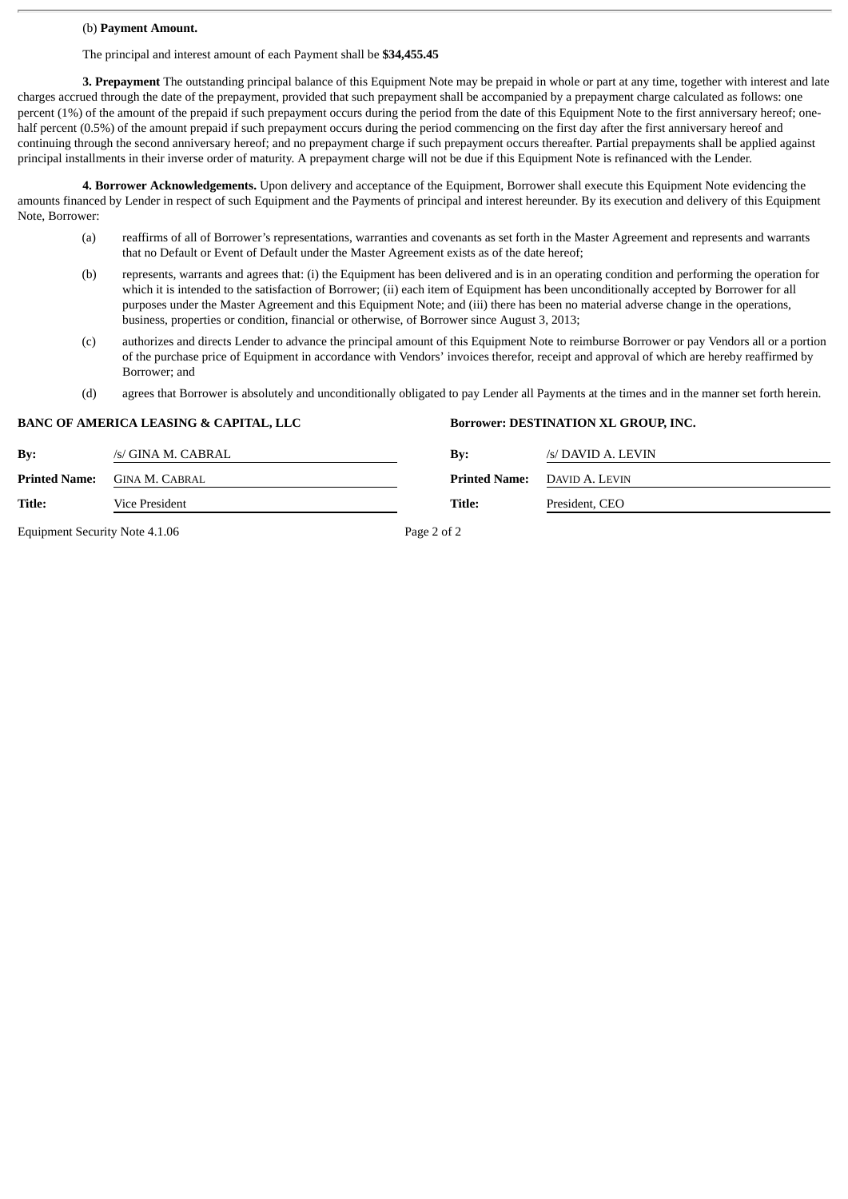(b) **Payment Amount.**

The principal and interest amount of each Payment shall be **$34,455.45**

**3. Prepayment** The outstanding principal balance of this Equipment Note may be prepaid in whole or part at any time, together with interest and late charges accrued through the date of the prepayment, provided that such prepayment shall be accompanied by a prepayment charge calculated as follows: one percent (1%) of the amount of the prepaid if such prepayment occurs during the period from the date of this Equipment Note to the first anniversary hereof; one-half percent (0.5%) of the amount prepaid if such prepayment occurs during the period commencing on the first day after the first anniversary hereof and continuing through the second anniversary hereof; and no prepayment charge if such prepayment occurs thereafter. Partial prepayments shall be applied against principal installments in their inverse order of maturity. A prepayment charge will not be due if this Equipment Note is refinanced with the Lender.

**4. Borrower Acknowledgements.** Upon delivery and acceptance of the Equipment, Borrower shall execute this Equipment Note evidencing the amounts financed by Lender in respect of such Equipment and the Payments of principal and interest hereunder. By its execution and delivery of this Equipment Note, Borrower:

(a) reaffirms of all of Borrower's representations, warranties and covenants as set forth in the Master Agreement and represents and warrants that no Default or Event of Default under the Master Agreement exists as of the date hereof;

(b) represents, warrants and agrees that: (i) the Equipment has been delivered and is in an operating condition and performing the operation for which it is intended to the satisfaction of Borrower; (ii) each item of Equipment has been unconditionally accepted by Borrower for all purposes under the Master Agreement and this Equipment Note; and (iii) there has been no material adverse change in the operations, business, properties or condition, financial or otherwise, of Borrower since August 3, 2013;

(c) authorizes and directs Lender to advance the principal amount of this Equipment Note to reimburse Borrower or pay Vendors all or a portion of the purchase price of Equipment in accordance with Vendors' invoices therefor, receipt and approval of which are hereby reaffirmed by Borrower; and

(d) agrees that Borrower is absolutely and unconditionally obligated to pay Lender all Payments at the times and in the manner set forth herein.

| **BANC OF AMERICA LEASING & CAPITAL, LLC** | | **Borrower: DESTINATION XL GROUP, INC.** | |
|---|---|---|---|
| **By:** | /s/ GINA M. CABRAL | **By:** | /s/ DAVID A. LEVIN |
| **Printed Name:** | GINA M. CABRAL | **Printed Name:** | DAVID A. LEVIN |
| **Title:** | Vice President | **Title:** | President, CEO |

Equipment Security Note 4.1.06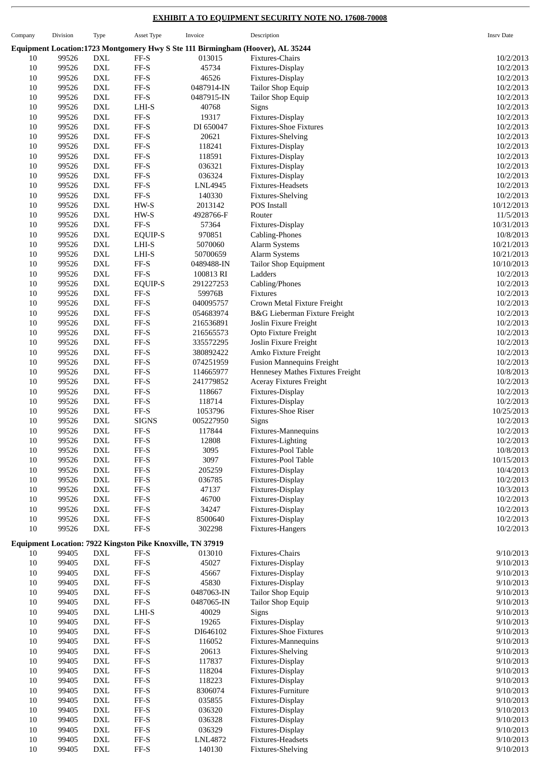**EXHIBIT A TO EQUIPMENT SECURITY NOTE NO. 17608-70008**

| Company | Division | Type | Asset Type | Invoice | Description | Insrv Date |
|---|---|---|---|---|---|---|
| **Equipment Location:1723 Montgomery Hwy S Ste 111 Birmingham (Hoover), AL 35244** | | | | | | |
| 10 | 99526 | DXL | FF-S | 013015 | Fixtures-Chairs | 10/2/2013 |
| 10 | 99526 | DXL | FF-S | 45734 | Fixtures-Display | 10/2/2013 |
| 10 | 99526 | DXL | FF-S | 46526 | Fixtures-Display | 10/2/2013 |
| 10 | 99526 | DXL | FF-S | 0487914-IN | Tailor Shop Equip | 10/2/2013 |
| 10 | 99526 | DXL | FF-S | 0487915-IN | Tailor Shop Equip | 10/2/2013 |
| 10 | 99526 | DXL | LHI-S | 40768 | Signs | 10/2/2013 |
| 10 | 99526 | DXL | FF-S | 19317 | Fixtures-Display | 10/2/2013 |
| 10 | 99526 | DXL | FF-S | DI 650047 | Fixtures-Shoe Fixtures | 10/2/2013 |
| 10 | 99526 | DXL | FF-S | 20621 | Fixtures-Shelving | 10/2/2013 |
| 10 | 99526 | DXL | FF-S | 118241 | Fixtures-Display | 10/2/2013 |
| 10 | 99526 | DXL | FF-S | 118591 | Fixtures-Display | 10/2/2013 |
| 10 | 99526 | DXL | FF-S | 036321 | Fixtures-Display | 10/2/2013 |
| 10 | 99526 | DXL | FF-S | 036324 | Fixtures-Display | 10/2/2013 |
| 10 | 99526 | DXL | FF-S | LNL4945 | Fixtures-Headsets | 10/2/2013 |
| 10 | 99526 | DXL | FF-S | 140330 | Fixtures-Shelving | 10/2/2013 |
| 10 | 99526 | DXL | HW-S | 2013142 | POS Install | 10/12/2013 |
| 10 | 99526 | DXL | HW-S | 4928766-F | Router | 11/5/2013 |
| 10 | 99526 | DXL | FF-S | 57364 | Fixtures-Display | 10/31/2013 |
| 10 | 99526 | DXL | EQUIP-S | 970851 | Cabling-Phones | 10/8/2013 |
| 10 | 99526 | DXL | LHI-S | 5070060 | Alarm Systems | 10/21/2013 |
| 10 | 99526 | DXL | LHI-S | 50700659 | Alarm Systems | 10/21/2013 |
| 10 | 99526 | DXL | FF-S | 0489488-IN | Tailor Shop Equipment | 10/10/2013 |
| 10 | 99526 | DXL | FF-S | 100813 RI | Ladders | 10/2/2013 |
| 10 | 99526 | DXL | EQUIP-S | 291227253 | Cabling/Phones | 10/2/2013 |
| 10 | 99526 | DXL | FF-S | 59976B | Fixtures | 10/2/2013 |
| 10 | 99526 | DXL | FF-S | 040095757 | Crown Metal Fixture Freight | 10/2/2013 |
| 10 | 99526 | DXL | FF-S | 054683974 | B&G Lieberman Fixture Freight | 10/2/2013 |
| 10 | 99526 | DXL | FF-S | 216536891 | Joslin Fixure Freight | 10/2/2013 |
| 10 | 99526 | DXL | FF-S | 216565573 | Opto Fixture Freight | 10/2/2013 |
| 10 | 99526 | DXL | FF-S | 335572295 | Joslin Fixure Freight | 10/2/2013 |
| 10 | 99526 | DXL | FF-S | 380892422 | Amko Fixture Freight | 10/2/2013 |
| 10 | 99526 | DXL | FF-S | 074251959 | Fusion Mannequins Freight | 10/2/2013 |
| 10 | 99526 | DXL | FF-S | 114665977 | Hennesey Mathes Fixtures Freight | 10/8/2013 |
| 10 | 99526 | DXL | FF-S | 241779852 | Aceray Fixtures Freight | 10/2/2013 |
| 10 | 99526 | DXL | FF-S | 118667 | Fixtures-Display | 10/2/2013 |
| 10 | 99526 | DXL | FF-S | 118714 | Fixtures-Display | 10/2/2013 |
| 10 | 99526 | DXL | FF-S | 1053796 | Fixtures-Shoe Riser | 10/25/2013 |
| 10 | 99526 | DXL | SIGNS | 005227950 | Signs | 10/2/2013 |
| 10 | 99526 | DXL | FF-S | 117844 | Fixtures-Mannequins | 10/2/2013 |
| 10 | 99526 | DXL | FF-S | 12808 | Fixtures-Lighting | 10/2/2013 |
| 10 | 99526 | DXL | FF-S | 3095 | Fixtures-Pool Table | 10/8/2013 |
| 10 | 99526 | DXL | FF-S | 3097 | Fixtures-Pool Table | 10/15/2013 |
| 10 | 99526 | DXL | FF-S | 205259 | Fixtures-Display | 10/4/2013 |
| 10 | 99526 | DXL | FF-S | 036785 | Fixtures-Display | 10/2/2013 |
| 10 | 99526 | DXL | FF-S | 47137 | Fixtures-Display | 10/3/2013 |
| 10 | 99526 | DXL | FF-S | 46700 | Fixtures-Display | 10/2/2013 |
| 10 | 99526 | DXL | FF-S | 34247 | Fixtures-Display | 10/2/2013 |
| 10 | 99526 | DXL | FF-S | 8500640 | Fixtures-Display | 10/2/2013 |
| 10 | 99526 | DXL | FF-S | 302298 | Fixtures-Hangers | 10/2/2013 |
| **Equipment Location: 7922 Kingston Pike Knoxville, TN 37919** | | | | | | |
| 10 | 99405 | DXL | FF-S | 013010 | Fixtures-Chairs | 9/10/2013 |
| 10 | 99405 | DXL | FF-S | 45027 | Fixtures-Display | 9/10/2013 |
| 10 | 99405 | DXL | FF-S | 45667 | Fixtures-Display | 9/10/2013 |
| 10 | 99405 | DXL | FF-S | 45830 | Fixtures-Display | 9/10/2013 |
| 10 | 99405 | DXL | FF-S | 0487063-IN | Tailor Shop Equip | 9/10/2013 |
| 10 | 99405 | DXL | FF-S | 0487065-IN | Tailor Shop Equip | 9/10/2013 |
| 10 | 99405 | DXL | LHI-S | 40029 | Signs | 9/10/2013 |
| 10 | 99405 | DXL | FF-S | 19265 | Fixtures-Display | 9/10/2013 |
| 10 | 99405 | DXL | FF-S | DI646102 | Fixtures-Shoe Fixtures | 9/10/2013 |
| 10 | 99405 | DXL | FF-S | 116052 | Fixtures-Mannequins | 9/10/2013 |
| 10 | 99405 | DXL | FF-S | 20613 | Fixtures-Shelving | 9/10/2013 |
| 10 | 99405 | DXL | FF-S | 117837 | Fixtures-Display | 9/10/2013 |
| 10 | 99405 | DXL | FF-S | 118204 | Fixtures-Display | 9/10/2013 |
| 10 | 99405 | DXL | FF-S | 118223 | Fixtures-Display | 9/10/2013 |
| 10 | 99405 | DXL | FF-S | 8306074 | Fixtures-Furniture | 9/10/2013 |
| 10 | 99405 | DXL | FF-S | 035855 | Fixtures-Display | 9/10/2013 |
| 10 | 99405 | DXL | FF-S | 036320 | Fixtures-Display | 9/10/2013 |
| 10 | 99405 | DXL | FF-S | 036328 | Fixtures-Display | 9/10/2013 |
| 10 | 99405 | DXL | FF-S | 036329 | Fixtures-Display | 9/10/2013 |
| 10 | 99405 | DXL | FF-S | LNL4872 | Fixtures-Headsets | 9/10/2013 |
| 10 | 99405 | DXL | FF-S | 140130 | Fixtures-Shelving | 9/10/2013 |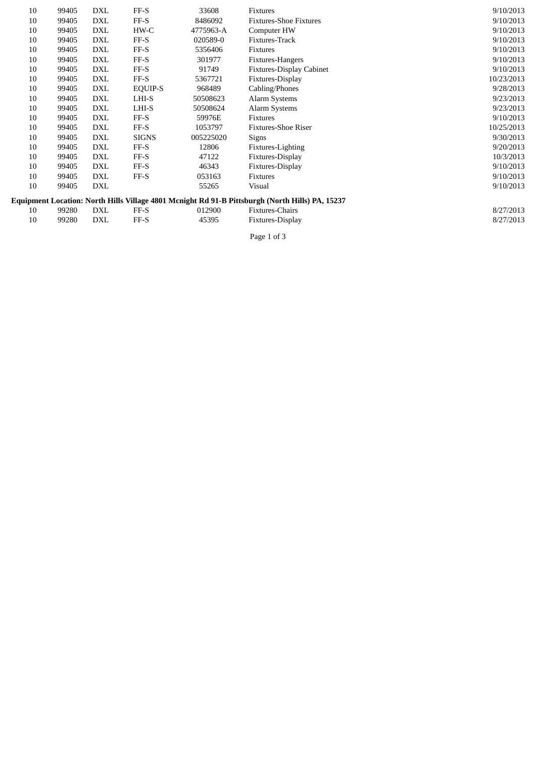| | | | | | | |
|---|---|---|---|---|---|---|
| 10 | 99405 | DXL | FF-S | 33608 | Fixtures | 9/10/2013 |
| 10 | 99405 | DXL | FF-S | 8486092 | Fixtures-Shoe Fixtures | 9/10/2013 |
| 10 | 99405 | DXL | HW-C | 4775963-A | Computer HW | 9/10/2013 |
| 10 | 99405 | DXL | FF-S | 020589-0 | Fixtures-Track | 9/10/2013 |
| 10 | 99405 | DXL | FF-S | 5356406 | Fixtures | 9/10/2013 |
| 10 | 99405 | DXL | FF-S | 301977 | Fixtures-Hangers | 9/10/2013 |
| 10 | 99405 | DXL | FF-S | 91749 | Fixtures-Display Cabinet | 9/10/2013 |
| 10 | 99405 | DXL | FF-S | 5367721 | Fixtures-Display | 10/23/2013 |
| 10 | 99405 | DXL | EQUIP-S | 968489 | Cabling/Phones | 9/28/2013 |
| 10 | 99405 | DXL | LHI-S | 50508623 | Alarm Systems | 9/23/2013 |
| 10 | 99405 | DXL | LHI-S | 50508624 | Alarm Systems | 9/23/2013 |
| 10 | 99405 | DXL | FF-S | 59976E | Fixtures | 9/10/2013 |
| 10 | 99405 | DXL | FF-S | 1053797 | Fixtures-Shoe Riser | 10/25/2013 |
| 10 | 99405 | DXL | SIGNS | 005225020 | Signs | 9/30/2013 |
| 10 | 99405 | DXL | FF-S | 12806 | Fixtures-Lighting | 9/20/2013 |
| 10 | 99405 | DXL | FF-S | 47122 | Fixtures-Display | 10/3/2013 |
| 10 | 99405 | DXL | FF-S | 46343 | Fixtures-Display | 9/10/2013 |
| 10 | 99405 | DXL | FF-S | 053163 | Fixtures | 9/10/2013 |
| 10 | 99405 | DXL | | 55265 | Visual | 9/10/2013 |

**Equipment Location: North Hills Village 4801 Mcnight Rd 91-B Pittsburgh (North Hills) PA, 15237**

| | | | | | | |
|---|---|---|---|---|---|---|
| 10 | 99280 | DXL | FF-S | 012900 | Fixtures-Chairs | 8/27/2013 |
| 10 | 99280 | DXL | FF-S | 45395 | Fixtures-Display | 8/27/2013 |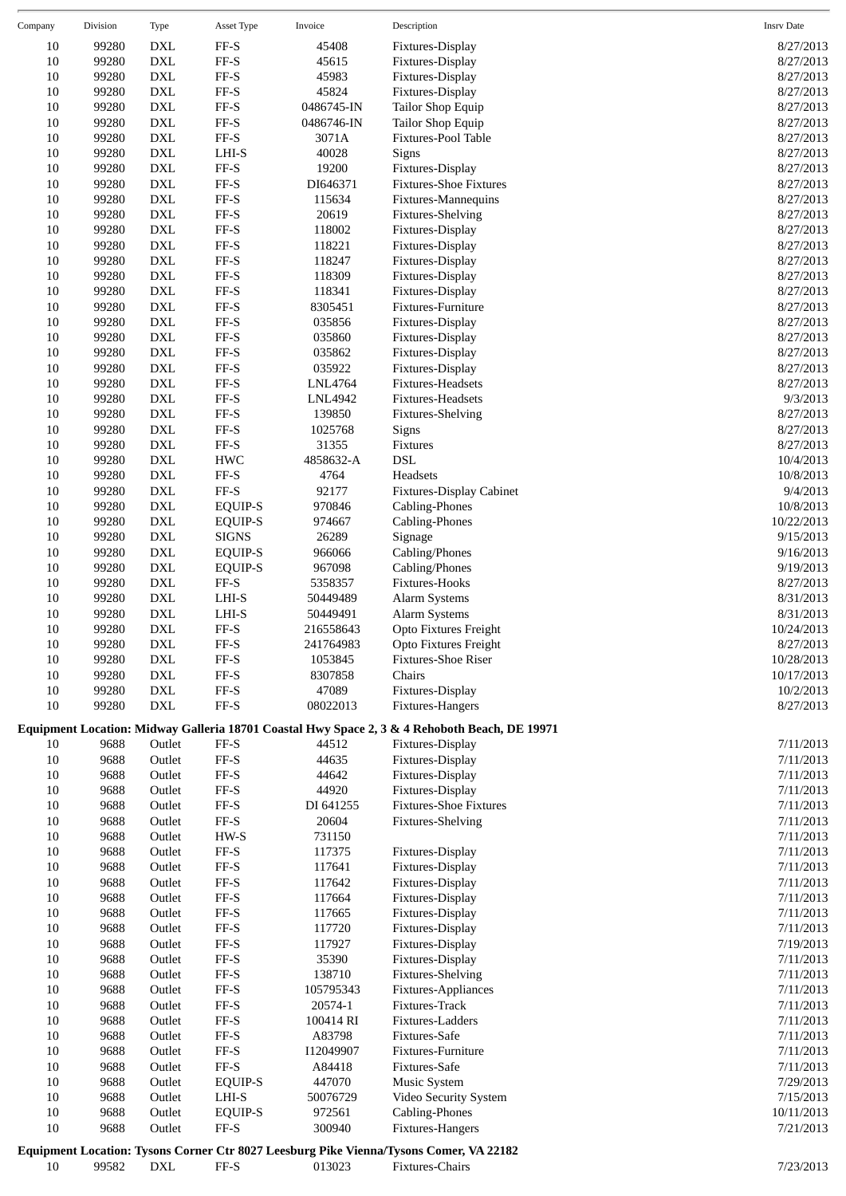| Company | Division | Type | Asset Type | Invoice | Description | Insrv Date |
|---|---|---|---|---|---|---|
| 10 | 99280 | DXL | FF-S | 45408 | Fixtures-Display | 8/27/2013 |
| 10 | 99280 | DXL | FF-S | 45615 | Fixtures-Display | 8/27/2013 |
| 10 | 99280 | DXL | FF-S | 45983 | Fixtures-Display | 8/27/2013 |
| 10 | 99280 | DXL | FF-S | 45824 | Fixtures-Display | 8/27/2013 |
| 10 | 99280 | DXL | FF-S | 0486745-IN | Tailor Shop Equip | 8/27/2013 |
| 10 | 99280 | DXL | FF-S | 0486746-IN | Tailor Shop Equip | 8/27/2013 |
| 10 | 99280 | DXL | FF-S | 3071A | Fixtures-Pool Table | 8/27/2013 |
| 10 | 99280 | DXL | LHI-S | 40028 | Signs | 8/27/2013 |
| 10 | 99280 | DXL | FF-S | 19200 | Fixtures-Display | 8/27/2013 |
| 10 | 99280 | DXL | FF-S | DI646371 | Fixtures-Shoe Fixtures | 8/27/2013 |
| 10 | 99280 | DXL | FF-S | 115634 | Fixtures-Mannequins | 8/27/2013 |
| 10 | 99280 | DXL | FF-S | 20619 | Fixtures-Shelving | 8/27/2013 |
| 10 | 99280 | DXL | FF-S | 118002 | Fixtures-Display | 8/27/2013 |
| 10 | 99280 | DXL | FF-S | 118221 | Fixtures-Display | 8/27/2013 |
| 10 | 99280 | DXL | FF-S | 118247 | Fixtures-Display | 8/27/2013 |
| 10 | 99280 | DXL | FF-S | 118309 | Fixtures-Display | 8/27/2013 |
| 10 | 99280 | DXL | FF-S | 118341 | Fixtures-Display | 8/27/2013 |
| 10 | 99280 | DXL | FF-S | 8305451 | Fixtures-Furniture | 8/27/2013 |
| 10 | 99280 | DXL | FF-S | 035856 | Fixtures-Display | 8/27/2013 |
| 10 | 99280 | DXL | FF-S | 035860 | Fixtures-Display | 8/27/2013 |
| 10 | 99280 | DXL | FF-S | 035862 | Fixtures-Display | 8/27/2013 |
| 10 | 99280 | DXL | FF-S | 035922 | Fixtures-Display | 8/27/2013 |
| 10 | 99280 | DXL | FF-S | LNL4764 | Fixtures-Headsets | 8/27/2013 |
| 10 | 99280 | DXL | FF-S | LNL4942 | Fixtures-Headsets | 9/3/2013 |
| 10 | 99280 | DXL | FF-S | 139850 | Fixtures-Shelving | 8/27/2013 |
| 10 | 99280 | DXL | FF-S | 1025768 | Signs | 8/27/2013 |
| 10 | 99280 | DXL | FF-S | 31355 | Fixtures | 8/27/2013 |
| 10 | 99280 | DXL | HWC | 4858632-A | DSL | 10/4/2013 |
| 10 | 99280 | DXL | FF-S | 4764 | Headsets | 10/8/2013 |
| 10 | 99280 | DXL | FF-S | 92177 | Fixtures-Display Cabinet | 9/4/2013 |
| 10 | 99280 | DXL | EQUIP-S | 970846 | Cabling-Phones | 10/8/2013 |
| 10 | 99280 | DXL | EQUIP-S | 974667 | Cabling-Phones | 10/22/2013 |
| 10 | 99280 | DXL | SIGNS | 26289 | Signage | 9/15/2013 |
| 10 | 99280 | DXL | EQUIP-S | 966066 | Cabling/Phones | 9/16/2013 |
| 10 | 99280 | DXL | EQUIP-S | 967098 | Cabling/Phones | 9/19/2013 |
| 10 | 99280 | DXL | FF-S | 5358357 | Fixtures-Hooks | 8/27/2013 |
| 10 | 99280 | DXL | LHI-S | 50449489 | Alarm Systems | 8/31/2013 |
| 10 | 99280 | DXL | LHI-S | 50449491 | Alarm Systems | 8/31/2013 |
| 10 | 99280 | DXL | FF-S | 216558643 | Opto Fixtures Freight | 10/24/2013 |
| 10 | 99280 | DXL | FF-S | 241764983 | Opto Fixtures Freight | 8/27/2013 |
| 10 | 99280 | DXL | FF-S | 1053845 | Fixtures-Shoe Riser | 10/28/2013 |
| 10 | 99280 | DXL | FF-S | 8307858 | Chairs | 10/17/2013 |
| 10 | 99280 | DXL | FF-S | 47089 | Fixtures-Display | 10/2/2013 |
| 10 | 99280 | DXL | FF-S | 08022013 | Fixtures-Hangers | 8/27/2013 |

**Equipment Location: Midway Galleria 18701 Coastal Hwy Space 2, 3 & 4 Rehoboth Beach, DE 19971**

| Company | Division | Type | Asset Type | Invoice | Description | Insrv Date |
|---|---|---|---|---|---|---|
| 10 | 9688 | Outlet | FF-S | 44512 | Fixtures-Display | 7/11/2013 |
| 10 | 9688 | Outlet | FF-S | 44635 | Fixtures-Display | 7/11/2013 |
| 10 | 9688 | Outlet | FF-S | 44642 | Fixtures-Display | 7/11/2013 |
| 10 | 9688 | Outlet | FF-S | 44920 | Fixtures-Display | 7/11/2013 |
| 10 | 9688 | Outlet | FF-S | DI 641255 | Fixtures-Shoe Fixtures | 7/11/2013 |
| 10 | 9688 | Outlet | FF-S | 20604 | Fixtures-Shelving | 7/11/2013 |
| 10 | 9688 | Outlet | HW-S | 731150 | | 7/11/2013 |
| 10 | 9688 | Outlet | FF-S | 117375 | Fixtures-Display | 7/11/2013 |
| 10 | 9688 | Outlet | FF-S | 117641 | Fixtures-Display | 7/11/2013 |
| 10 | 9688 | Outlet | FF-S | 117642 | Fixtures-Display | 7/11/2013 |
| 10 | 9688 | Outlet | FF-S | 117664 | Fixtures-Display | 7/11/2013 |
| 10 | 9688 | Outlet | FF-S | 117665 | Fixtures-Display | 7/11/2013 |
| 10 | 9688 | Outlet | FF-S | 117720 | Fixtures-Display | 7/11/2013 |
| 10 | 9688 | Outlet | FF-S | 117927 | Fixtures-Display | 7/19/2013 |
| 10 | 9688 | Outlet | FF-S | 35390 | Fixtures-Display | 7/11/2013 |
| 10 | 9688 | Outlet | FF-S | 138710 | Fixtures-Shelving | 7/11/2013 |
| 10 | 9688 | Outlet | FF-S | 105795343 | Fixtures-Appliances | 7/11/2013 |
| 10 | 9688 | Outlet | FF-S | 20574-1 | Fixtures-Track | 7/11/2013 |
| 10 | 9688 | Outlet | FF-S | 100414 RI | Fixtures-Ladders | 7/11/2013 |
| 10 | 9688 | Outlet | FF-S | A83798 | Fixtures-Safe | 7/11/2013 |
| 10 | 9688 | Outlet | FF-S | I12049907 | Fixtures-Furniture | 7/11/2013 |
| 10 | 9688 | Outlet | FF-S | A84418 | Fixtures-Safe | 7/11/2013 |
| 10 | 9688 | Outlet | EQUIP-S | 447070 | Music System | 7/29/2013 |
| 10 | 9688 | Outlet | LHI-S | 50076729 | Video Security System | 7/15/2013 |
| 10 | 9688 | Outlet | EQUIP-S | 972561 | Cabling-Phones | 10/11/2013 |
| 10 | 9688 | Outlet | FF-S | 300940 | Fixtures-Hangers | 7/21/2013 |

**Equipment Location: Tysons Corner Ctr 8027 Leesburg Pike Vienna/Tysons Comer, VA 22182**

| Company | Division | Type | Asset Type | Invoice | Description | Insrv Date |
|---|---|---|---|---|---|---|
| 10 | 99582 | DXL | FF-S | 013023 | Fixtures-Chairs | 7/23/2013 |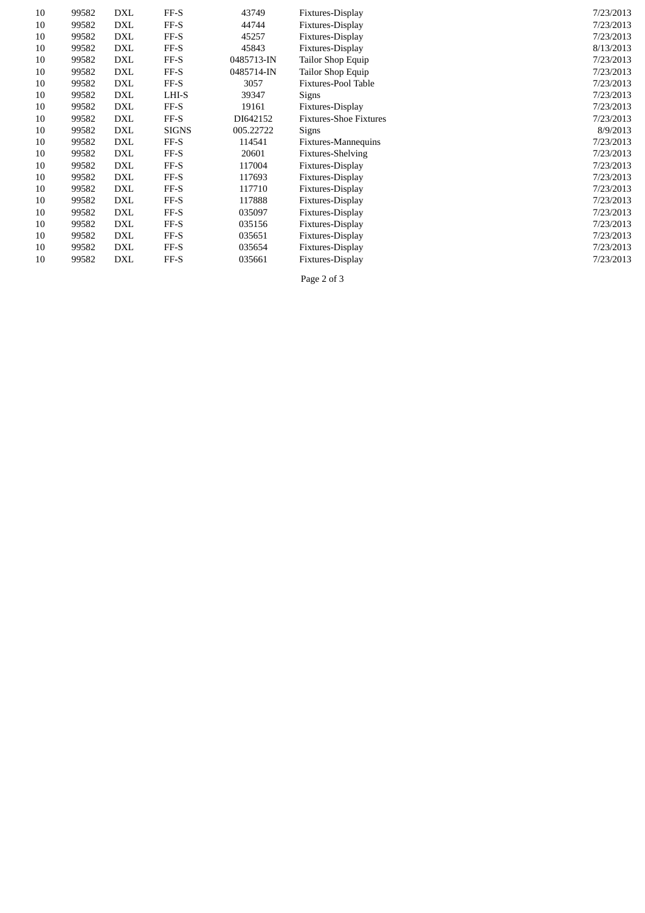| | | | | | | |
|---|---|---|---|---|---|---|
| 10 | 99582 | DXL | FF-S | 43749 | Fixtures-Display | 7/23/2013 |
| 10 | 99582 | DXL | FF-S | 44744 | Fixtures-Display | 7/23/2013 |
| 10 | 99582 | DXL | FF-S | 45257 | Fixtures-Display | 7/23/2013 |
| 10 | 99582 | DXL | FF-S | 45843 | Fixtures-Display | 8/13/2013 |
| 10 | 99582 | DXL | FF-S | 0485713-IN | Tailor Shop Equip | 7/23/2013 |
| 10 | 99582 | DXL | FF-S | 0485714-IN | Tailor Shop Equip | 7/23/2013 |
| 10 | 99582 | DXL | FF-S | 3057 | Fixtures-Pool Table | 7/23/2013 |
| 10 | 99582 | DXL | LHI-S | 39347 | Signs | 7/23/2013 |
| 10 | 99582 | DXL | FF-S | 19161 | Fixtures-Display | 7/23/2013 |
| 10 | 99582 | DXL | FF-S | DI642152 | Fixtures-Shoe Fixtures | 7/23/2013 |
| 10 | 99582 | DXL | SIGNS | 005.22722 | Signs | 8/9/2013 |
| 10 | 99582 | DXL | FF-S | 114541 | Fixtures-Mannequins | 7/23/2013 |
| 10 | 99582 | DXL | FF-S | 20601 | Fixtures-Shelving | 7/23/2013 |
| 10 | 99582 | DXL | FF-S | 117004 | Fixtures-Display | 7/23/2013 |
| 10 | 99582 | DXL | FF-S | 117693 | Fixtures-Display | 7/23/2013 |
| 10 | 99582 | DXL | FF-S | 117710 | Fixtures-Display | 7/23/2013 |
| 10 | 99582 | DXL | FF-S | 117888 | Fixtures-Display | 7/23/2013 |
| 10 | 99582 | DXL | FF-S | 035097 | Fixtures-Display | 7/23/2013 |
| 10 | 99582 | DXL | FF-S | 035156 | Fixtures-Display | 7/23/2013 |
| 10 | 99582 | DXL | FF-S | 035651 | Fixtures-Display | 7/23/2013 |
| 10 | 99582 | DXL | FF-S | 035654 | Fixtures-Display | 7/23/2013 |
| 10 | 99582 | DXL | FF-S | 035661 | Fixtures-Display | 7/23/2013 |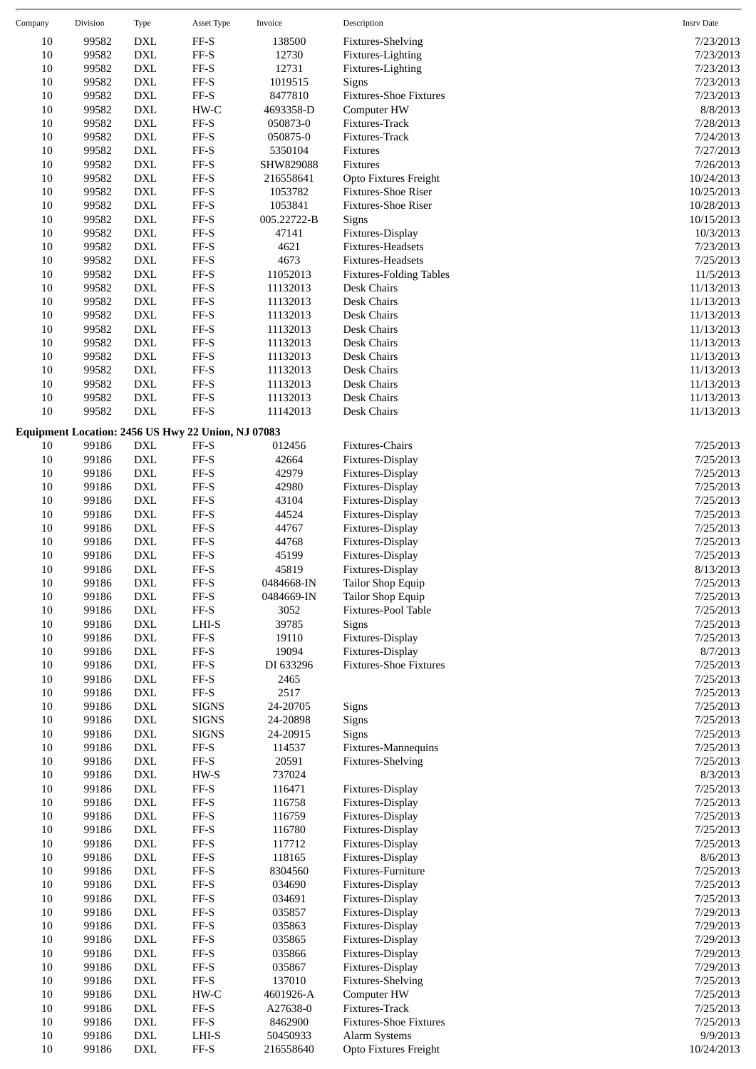| Company | Division | Type | Asset Type | Invoice | Description | Insrv Date |
|---|---|---|---|---|---|---|
| 10 | 99582 | DXL | FF-S | 138500 | Fixtures-Shelving | 7/23/2013 |
| 10 | 99582 | DXL | FF-S | 12730 | Fixtures-Lighting | 7/23/2013 |
| 10 | 99582 | DXL | FF-S | 12731 | Fixtures-Lighting | 7/23/2013 |
| 10 | 99582 | DXL | FF-S | 1019515 | Signs | 7/23/2013 |
| 10 | 99582 | DXL | FF-S | 8477810 | Fixtures-Shoe Fixtures | 7/23/2013 |
| 10 | 99582 | DXL | HW-C | 4693358-D | Computer HW | 8/8/2013 |
| 10 | 99582 | DXL | FF-S | 050873-0 | Fixtures-Track | 7/28/2013 |
| 10 | 99582 | DXL | FF-S | 050875-0 | Fixtures-Track | 7/24/2013 |
| 10 | 99582 | DXL | FF-S | 5350104 | Fixtures | 7/27/2013 |
| 10 | 99582 | DXL | FF-S | SHW829088 | Fixtures | 7/26/2013 |
| 10 | 99582 | DXL | FF-S | 216558641 | Opto Fixtures Freight | 10/24/2013 |
| 10 | 99582 | DXL | FF-S | 1053782 | Fixtures-Shoe Riser | 10/25/2013 |
| 10 | 99582 | DXL | FF-S | 1053841 | Fixtures-Shoe Riser | 10/28/2013 |
| 10 | 99582 | DXL | FF-S | 005.22722-B | Signs | 10/15/2013 |
| 10 | 99582 | DXL | FF-S | 47141 | Fixtures-Display | 10/3/2013 |
| 10 | 99582 | DXL | FF-S | 4621 | Fixtures-Headsets | 7/23/2013 |
| 10 | 99582 | DXL | FF-S | 4673 | Fixtures-Headsets | 7/25/2013 |
| 10 | 99582 | DXL | FF-S | 11052013 | Fixtures-Folding Tables | 11/5/2013 |
| 10 | 99582 | DXL | FF-S | 11132013 | Desk Chairs | 11/13/2013 |
| 10 | 99582 | DXL | FF-S | 11132013 | Desk Chairs | 11/13/2013 |
| 10 | 99582 | DXL | FF-S | 11132013 | Desk Chairs | 11/13/2013 |
| 10 | 99582 | DXL | FF-S | 11132013 | Desk Chairs | 11/13/2013 |
| 10 | 99582 | DXL | FF-S | 11132013 | Desk Chairs | 11/13/2013 |
| 10 | 99582 | DXL | FF-S | 11132013 | Desk Chairs | 11/13/2013 |
| 10 | 99582 | DXL | FF-S | 11132013 | Desk Chairs | 11/13/2013 |
| 10 | 99582 | DXL | FF-S | 11132013 | Desk Chairs | 11/13/2013 |
| 10 | 99582 | DXL | FF-S | 11132013 | Desk Chairs | 11/13/2013 |
| 10 | 99582 | DXL | FF-S | 11142013 | Desk Chairs | 11/13/2013 |

**Equipment Location: 2456 US Hwy 22 Union, NJ 07083**

| Company | Division | Type | Asset Type | Invoice | Description | Insrv Date |
|---|---|---|---|---|---|---|
| 10 | 99186 | DXL | FF-S | 012456 | Fixtures-Chairs | 7/25/2013 |
| 10 | 99186 | DXL | FF-S | 42664 | Fixtures-Display | 7/25/2013 |
| 10 | 99186 | DXL | FF-S | 42979 | Fixtures-Display | 7/25/2013 |
| 10 | 99186 | DXL | FF-S | 42980 | Fixtures-Display | 7/25/2013 |
| 10 | 99186 | DXL | FF-S | 43104 | Fixtures-Display | 7/25/2013 |
| 10 | 99186 | DXL | FF-S | 44524 | Fixtures-Display | 7/25/2013 |
| 10 | 99186 | DXL | FF-S | 44767 | Fixtures-Display | 7/25/2013 |
| 10 | 99186 | DXL | FF-S | 44768 | Fixtures-Display | 7/25/2013 |
| 10 | 99186 | DXL | FF-S | 45199 | Fixtures-Display | 7/25/2013 |
| 10 | 99186 | DXL | FF-S | 45819 | Fixtures-Display | 8/13/2013 |
| 10 | 99186 | DXL | FF-S | 0484668-IN | Tailor Shop Equip | 7/25/2013 |
| 10 | 99186 | DXL | FF-S | 0484669-IN | Tailor Shop Equip | 7/25/2013 |
| 10 | 99186 | DXL | FF-S | 3052 | Fixtures-Pool Table | 7/25/2013 |
| 10 | 99186 | DXL | LHI-S | 39785 | Signs | 7/25/2013 |
| 10 | 99186 | DXL | FF-S | 19110 | Fixtures-Display | 7/25/2013 |
| 10 | 99186 | DXL | FF-S | 19094 | Fixtures-Display | 8/7/2013 |
| 10 | 99186 | DXL | FF-S | DI 633296 | Fixtures-Shoe Fixtures | 7/25/2013 |
| 10 | 99186 | DXL | FF-S | 2465 | | 7/25/2013 |
| 10 | 99186 | DXL | FF-S | 2517 | | 7/25/2013 |
| 10 | 99186 | DXL | SIGNS | 24-20705 | Signs | 7/25/2013 |
| 10 | 99186 | DXL | SIGNS | 24-20898 | Signs | 7/25/2013 |
| 10 | 99186 | DXL | SIGNS | 24-20915 | Signs | 7/25/2013 |
| 10 | 99186 | DXL | FF-S | 114537 | Fixtures-Mannequins | 7/25/2013 |
| 10 | 99186 | DXL | FF-S | 20591 | Fixtures-Shelving | 7/25/2013 |
| 10 | 99186 | DXL | HW-S | 737024 | | 8/3/2013 |
| 10 | 99186 | DXL | FF-S | 116471 | Fixtures-Display | 7/25/2013 |
| 10 | 99186 | DXL | FF-S | 116758 | Fixtures-Display | 7/25/2013 |
| 10 | 99186 | DXL | FF-S | 116759 | Fixtures-Display | 7/25/2013 |
| 10 | 99186 | DXL | FF-S | 116780 | Fixtures-Display | 7/25/2013 |
| 10 | 99186 | DXL | FF-S | 117712 | Fixtures-Display | 7/25/2013 |
| 10 | 99186 | DXL | FF-S | 118165 | Fixtures-Display | 8/6/2013 |
| 10 | 99186 | DXL | FF-S | 8304560 | Fixtures-Furniture | 7/25/2013 |
| 10 | 99186 | DXL | FF-S | 034690 | Fixtures-Display | 7/25/2013 |
| 10 | 99186 | DXL | FF-S | 034691 | Fixtures-Display | 7/25/2013 |
| 10 | 99186 | DXL | FF-S | 035857 | Fixtures-Display | 7/29/2013 |
| 10 | 99186 | DXL | FF-S | 035863 | Fixtures-Display | 7/29/2013 |
| 10 | 99186 | DXL | FF-S | 035865 | Fixtures-Display | 7/29/2013 |
| 10 | 99186 | DXL | FF-S | 035866 | Fixtures-Display | 7/29/2013 |
| 10 | 99186 | DXL | FF-S | 035867 | Fixtures-Display | 7/29/2013 |
| 10 | 99186 | DXL | FF-S | 137010 | Fixtures-Shelving | 7/25/2013 |
| 10 | 99186 | DXL | HW-C | 4601926-A | Computer HW | 7/25/2013 |
| 10 | 99186 | DXL | FF-S | A27638-0 | Fixtures-Track | 7/25/2013 |
| 10 | 99186 | DXL | FF-S | 8462900 | Fixtures-Shoe Fixtures | 7/25/2013 |
| 10 | 99186 | DXL | LHI-S | 50450933 | Alarm Systems | 9/9/2013 |
| 10 | 99186 | DXL | FF-S | 216558640 | Opto Fixtures Freight | 10/24/2013 |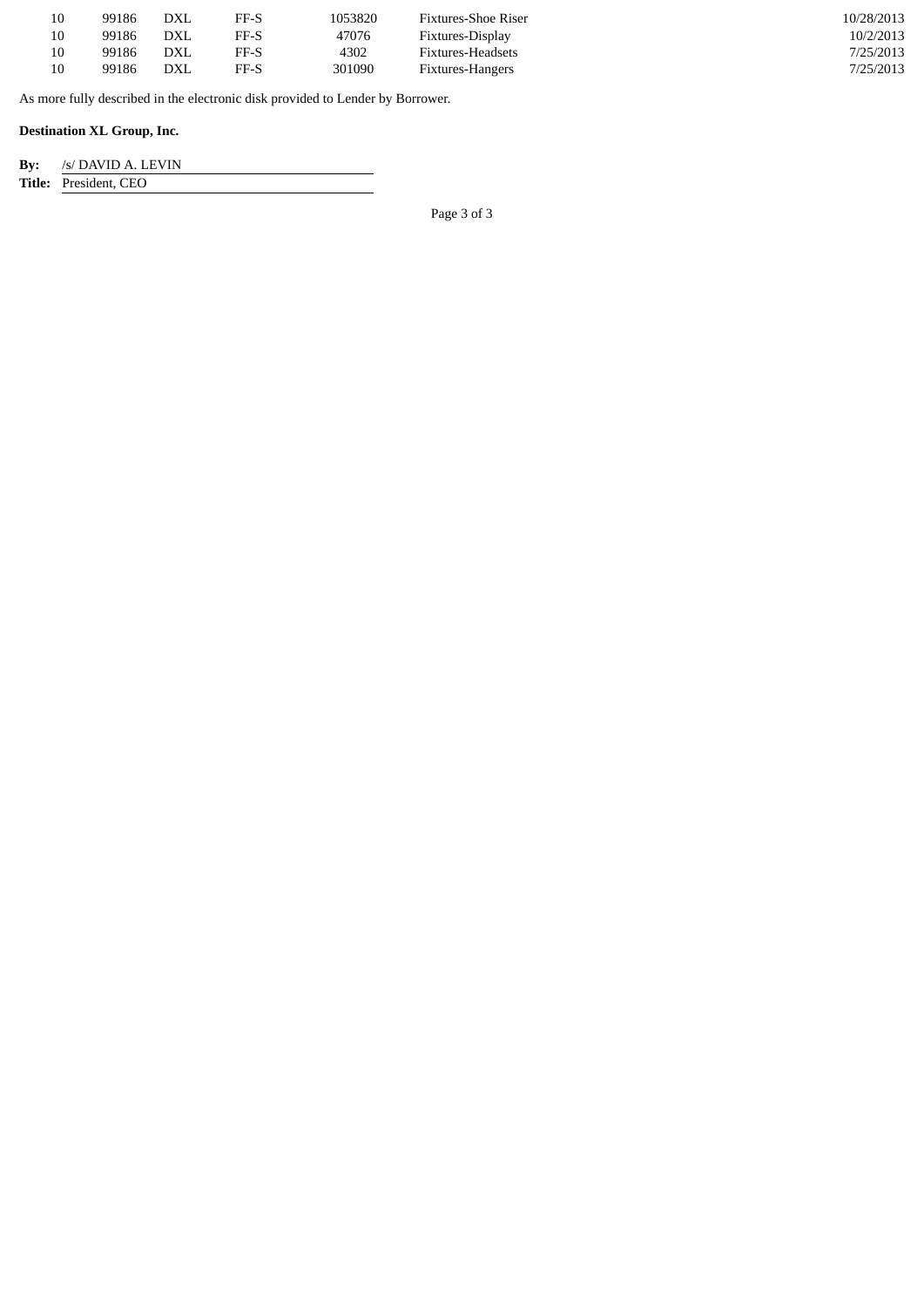| | | | | | | |
|---|---|---|---|---|---|---|
| 10 | 99186 | DXL | FF-S | 1053820 | Fixtures-Shoe Riser | 10/28/2013 |
| 10 | 99186 | DXL | FF-S | 47076 | Fixtures-Display | 10/2/2013 |
| 10 | 99186 | DXL | FF-S | 4302 | Fixtures-Headsets | 7/25/2013 |
| 10 | 99186 | DXL | FF-S | 301090 | Fixtures-Hangers | 7/25/2013 |

As more fully described in the electronic disk provided to Lender by Borrower.

**Destination XL Group, Inc.**

**By:** /s/ DAVID A. LEVIN

**Title:** President, CEO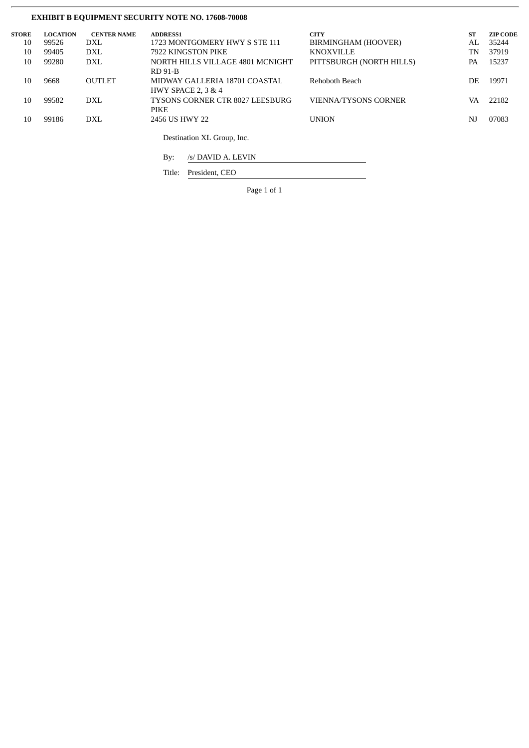**EXHIBIT B EQUIPMENT SECURITY NOTE NO. 17608-70008**

| STORE | LOCATION | CENTER NAME | ADDRESS1 | CITY | ST | ZIP CODE |
| --- | --- | --- | --- | --- | --- | --- |
| 10 | 99526 | DXL | 1723 MONTGOMERY HWY S STE 111 | BIRMINGHAM (HOOVER) | AL | 35244 |
| 10 | 99405 | DXL | 7922 KINGSTON PIKE | KNOXVILLE | TN | 37919 |
| 10 | 99280 | DXL | NORTH HILLS VILLAGE 4801 MCNIGHT RD 91-B | PITTSBURGH (NORTH HILLS) | PA | 15237 |
| 10 | 9668 | OUTLET | MIDWAY GALLERIA 18701 COASTAL HWY SPACE 2, 3 & 4 | Rehoboth Beach | DE | 19971 |
| 10 | 99582 | DXL | TYSONS CORNER CTR 8027 LEESBURG PIKE | VIENNA/TYSONS CORNER | VA | 22182 |
| 10 | 99186 | DXL | 2456 US HWY 22 | UNION | NJ | 07083 |

Destination XL Group, Inc.

By: /s/ DAVID A. LEVIN

Title: President, CEO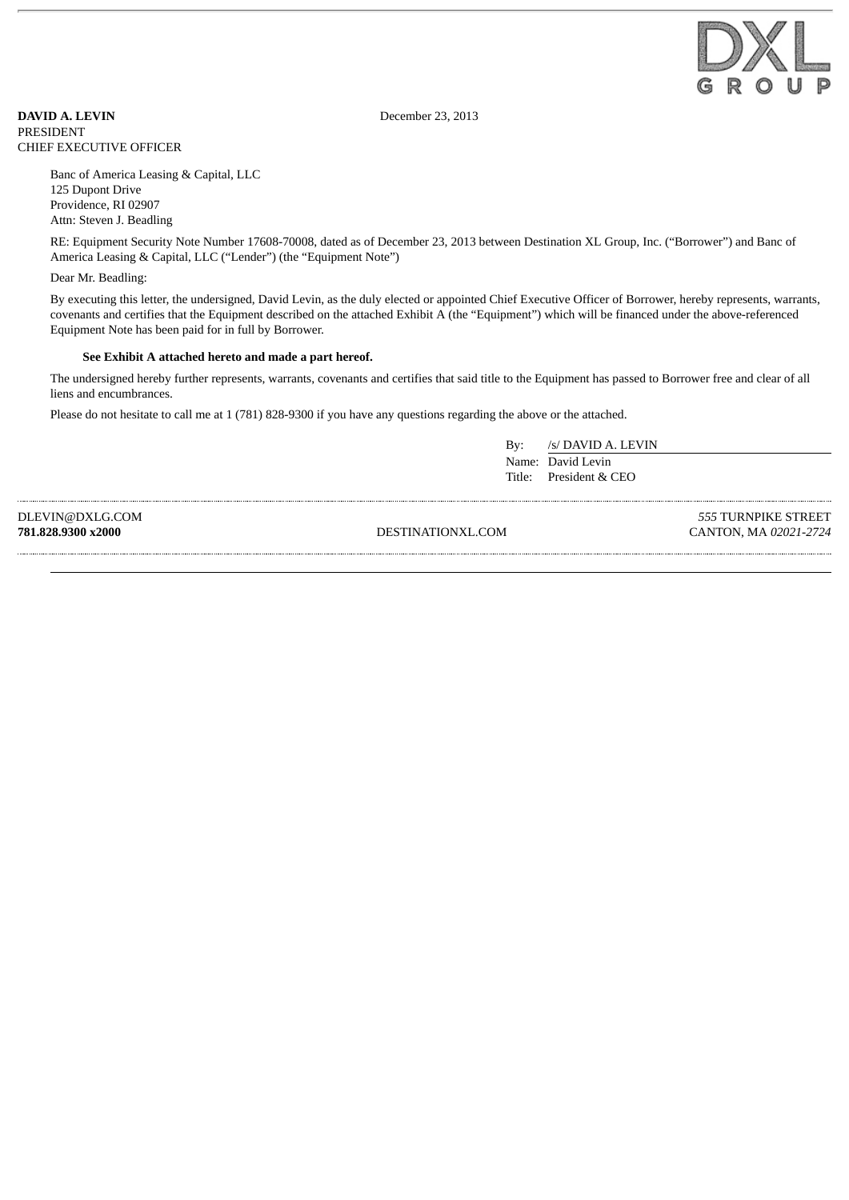DXL GROUP

**DAVID A. LEVIN**
PRESIDENT
CHIEF EXECUTIVE OFFICER

December 23, 2013

Banc of America Leasing & Capital, LLC
125 Dupont Drive
Providence, RI 02907
Attn: Steven J. Beadling

RE: Equipment Security Note Number 17608-70008, dated as of December 23, 2013 between Destination XL Group, Inc. ("Borrower") and Banc of America Leasing & Capital, LLC ("Lender") (the "Equipment Note")

Dear Mr. Beadling:

By executing this letter, the undersigned, David Levin, as the duly elected or appointed Chief Executive Officer of Borrower, hereby represents, warrants, covenants and certifies that the Equipment described on the attached Exhibit A (the "Equipment") which will be financed under the above-referenced Equipment Note has been paid for in full by Borrower.

**See Exhibit A attached hereto and made a part hereof.**

The undersigned hereby further represents, warrants, covenants and certifies that said title to the Equipment has passed to Borrower free and clear of all liens and encumbrances.

Please do not hesitate to call me at 1 (781) 828-9300 if you have any questions regarding the above or the attached.

By: /s/ DAVID A. LEVIN
Name: David Levin
Title: President & CEO

DLEVIN@DXLG.COM
**781.828.9300 x2000**

DESTINATIONXL.COM

*555* TURNPIKE STREET
CANTON, MA *02021-2724*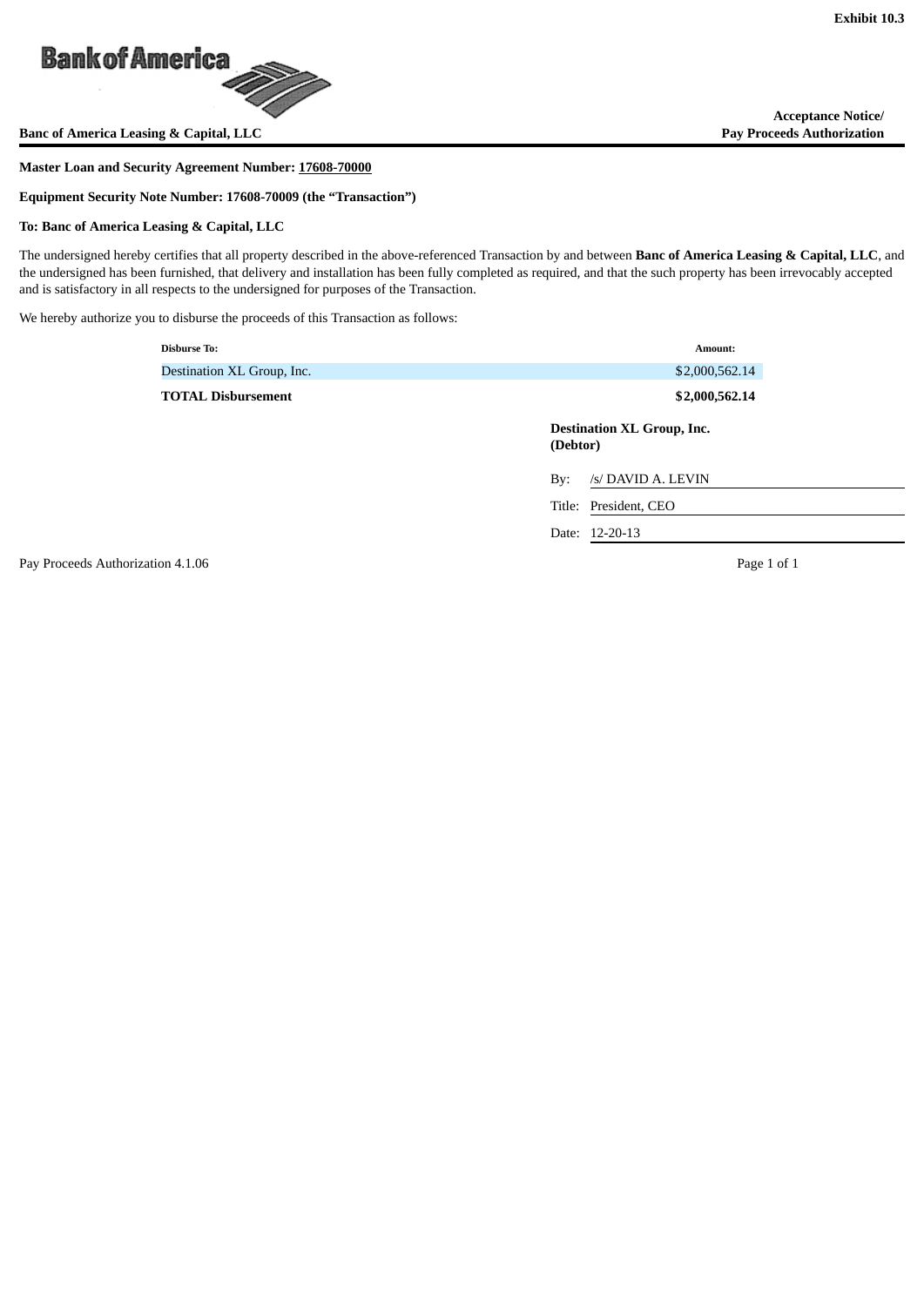Exhibit 10.3

Bank of America

**Banc of America Leasing & Capital, LLC**

**Acceptance Notice/ Pay Proceeds Authorization**

**Master Loan and Security Agreement Number: 17608-70000**

**Equipment Security Note Number: 17608-70009 (the "Transaction")**

**To: Banc of America Leasing & Capital, LLC**

The undersigned hereby certifies that all property described in the above-referenced Transaction by and between **Banc of America Leasing & Capital, LLC**, and the undersigned has been furnished, that delivery and installation has been fully completed as required, and that the such property has been irrevocably accepted and is satisfactory in all respects to the undersigned for purposes of the Transaction.

We hereby authorize you to disburse the proceeds of this Transaction as follows:

| Disburse To: | Amount: |
|---|---|
| Destination XL Group, Inc. | $2,000,562.14 |
| **TOTAL Disbursement** | **$2,000,562.14** |

**Destination XL Group, Inc. (Debtor)**

By: /s/ DAVID A. LEVIN

Title: President, CEO

Date: 12-20-13

Pay Proceeds Authorization 4.1.06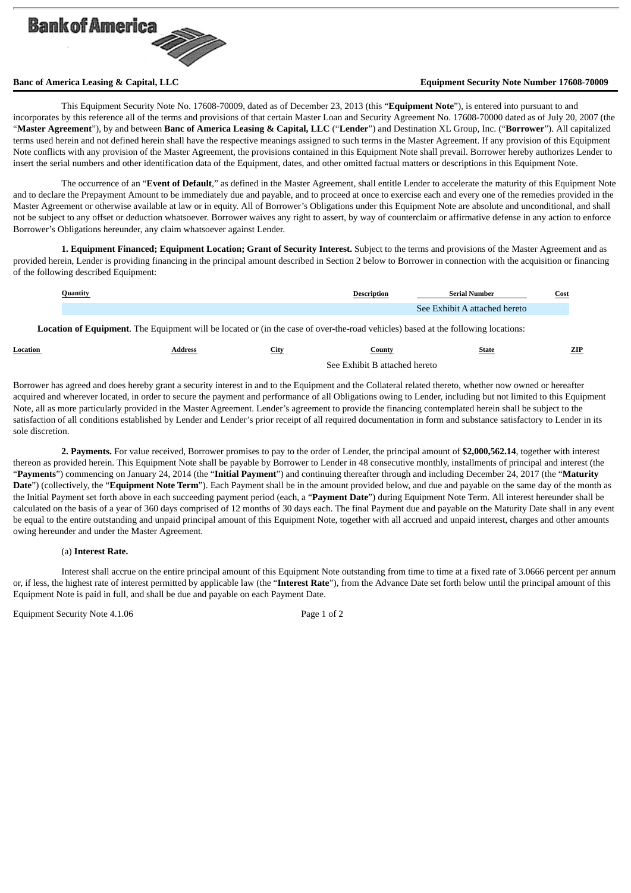**Banc of America Leasing & Capital, LLC** **Equipment Security Note Number 17608-70009**

This Equipment Security Note No. 17608-70009, dated as of December 23, 2013 (this "**Equipment Note**"), is entered into pursuant to and incorporates by this reference all of the terms and provisions of that certain Master Loan and Security Agreement No. 17608-70000 dated as of July 20, 2007 (the "**Master Agreement**"), by and between **Banc of America Leasing & Capital, LLC** ("**Lender**") and Destination XL Group, Inc. ("**Borrower**"). All capitalized terms used herein and not defined herein shall have the respective meanings assigned to such terms in the Master Agreement. If any provision of this Equipment Note conflicts with any provision of the Master Agreement, the provisions contained in this Equipment Note shall prevail. Borrower hereby authorizes Lender to insert the serial numbers and other identification data of the Equipment, dates, and other omitted factual matters or descriptions in this Equipment Note.

The occurrence of an "**Event of Default**," as defined in the Master Agreement, shall entitle Lender to accelerate the maturity of this Equipment Note and to declare the Prepayment Amount to be immediately due and payable, and to proceed at once to exercise each and every one of the remedies provided in the Master Agreement or otherwise available at law or in equity. All of Borrower's Obligations under this Equipment Note are absolute and unconditional, and shall not be subject to any offset or deduction whatsoever. Borrower waives any right to assert, by way of counterclaim or affirmative defense in any action to enforce Borrower's Obligations hereunder, any claim whatsoever against Lender.

**1. Equipment Financed; Equipment Location; Grant of Security Interest.** Subject to the terms and provisions of the Master Agreement and as provided herein, Lender is providing financing in the principal amount described in Section 2 below to Borrower in connection with the acquisition or financing of the following described Equipment:

| Quantity | Description | Serial Number | Cost |
|---|---|---|---|
| | | See Exhibit A attached hereto | |

**Location of Equipment**. The Equipment will be located or (in the case of over-the-road vehicles) based at the following locations:

| Location | Address | City | County | State | ZIP |
|---|---|---|---|---|---|
| | | | See Exhibit B attached hereto | | |

Borrower has agreed and does hereby grant a security interest in and to the Equipment and the Collateral related thereto, whether now owned or hereafter acquired and wherever located, in order to secure the payment and performance of all Obligations owing to Lender, including but not limited to this Equipment Note, all as more particularly provided in the Master Agreement. Lender's agreement to provide the financing contemplated herein shall be subject to the satisfaction of all conditions established by Lender and Lender's prior receipt of all required documentation in form and substance satisfactory to Lender in its sole discretion.

**2. Payments.** For value received, Borrower promises to pay to the order of Lender, the principal amount of **$2,000,562.14**, together with interest thereon as provided herein. This Equipment Note shall be payable by Borrower to Lender in 48 consecutive monthly, installments of principal and interest (the "**Payments**") commencing on January 24, 2014 (the "**Initial Payment**") and continuing thereafter through and including December 24, 2017 (the "**Maturity Date**") (collectively, the "**Equipment Note Term**"). Each Payment shall be in the amount provided below, and due and payable on the same day of the month as the Initial Payment set forth above in each succeeding payment period (each, a "**Payment Date**") during Equipment Note Term. All interest hereunder shall be calculated on the basis of a year of 360 days comprised of 12 months of 30 days each. The final Payment due and payable on the Maturity Date shall in any event be equal to the entire outstanding and unpaid principal amount of this Equipment Note, together with all accrued and unpaid interest, charges and other amounts owing hereunder and under the Master Agreement.

(a) **Interest Rate.**

Interest shall accrue on the entire principal amount of this Equipment Note outstanding from time to time at a fixed rate of 3.0666 percent per annum or, if less, the highest rate of interest permitted by applicable law (the "**Interest Rate**"), from the Advance Date set forth below until the principal amount of this Equipment Note is paid in full, and shall be due and payable on each Payment Date.

Equipment Security Note 4.1.06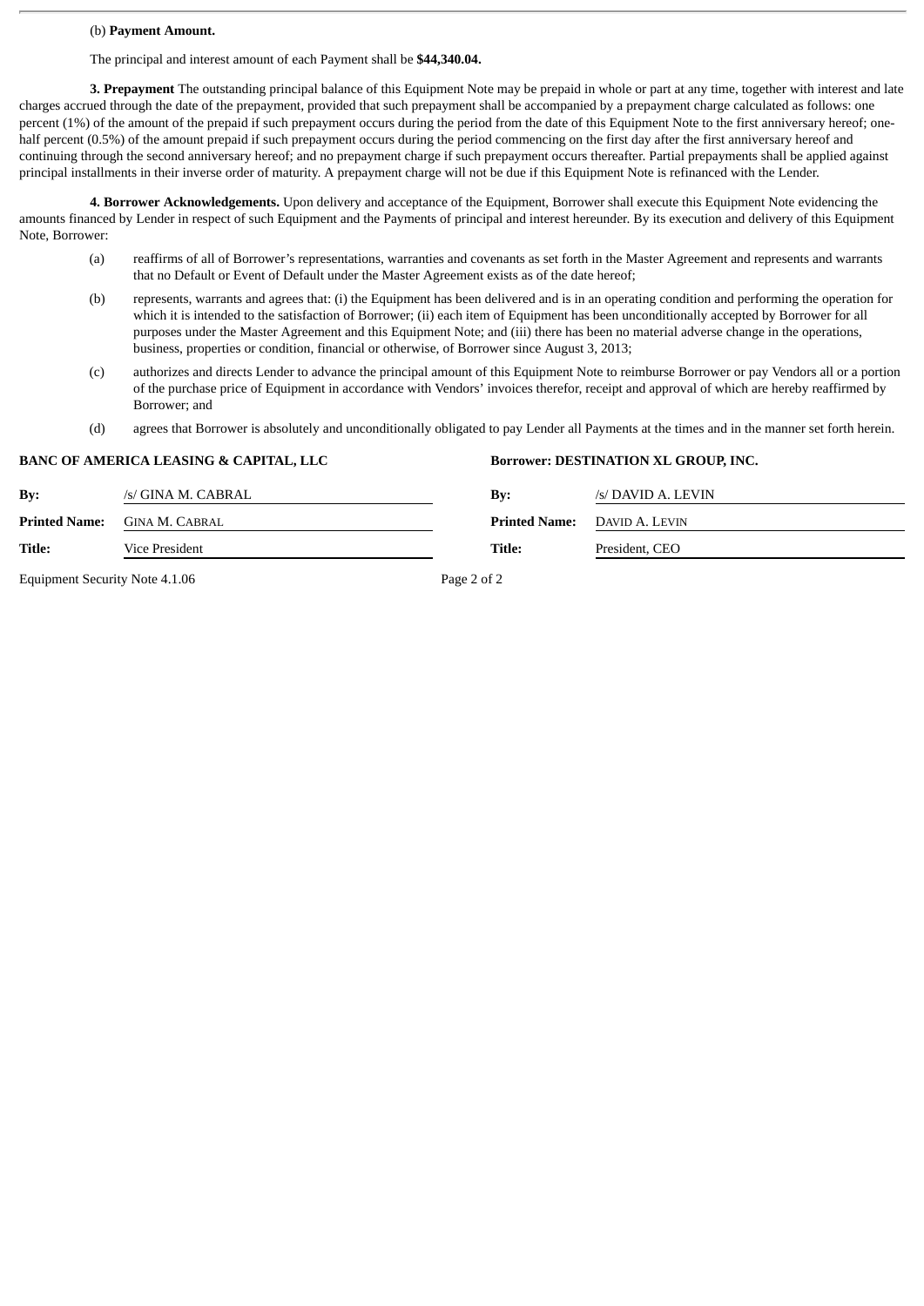(b) **Payment Amount.**

The principal and interest amount of each Payment shall be **$44,340.04.**

**3. Prepayment** The outstanding principal balance of this Equipment Note may be prepaid in whole or part at any time, together with interest and late charges accrued through the date of the prepayment, provided that such prepayment shall be accompanied by a prepayment charge calculated as follows: one percent (1%) of the amount of the prepaid if such prepayment occurs during the period from the date of this Equipment Note to the first anniversary hereof; one-half percent (0.5%) of the amount prepaid if such prepayment occurs during the period commencing on the first day after the first anniversary hereof and continuing through the second anniversary hereof; and no prepayment charge if such prepayment occurs thereafter. Partial prepayments shall be applied against principal installments in their inverse order of maturity. A prepayment charge will not be due if this Equipment Note is refinanced with the Lender.

**4. Borrower Acknowledgements.** Upon delivery and acceptance of the Equipment, Borrower shall execute this Equipment Note evidencing the amounts financed by Lender in respect of such Equipment and the Payments of principal and interest hereunder. By its execution and delivery of this Equipment Note, Borrower:

(a) reaffirms of all of Borrower's representations, warranties and covenants as set forth in the Master Agreement and represents and warrants that no Default or Event of Default under the Master Agreement exists as of the date hereof;

(b) represents, warrants and agrees that: (i) the Equipment has been delivered and is in an operating condition and performing the operation for which it is intended to the satisfaction of Borrower; (ii) each item of Equipment has been unconditionally accepted by Borrower for all purposes under the Master Agreement and this Equipment Note; and (iii) there has been no material adverse change in the operations, business, properties or condition, financial or otherwise, of Borrower since August 3, 2013;

(c) authorizes and directs Lender to advance the principal amount of this Equipment Note to reimburse Borrower or pay Vendors all or a portion of the purchase price of Equipment in accordance with Vendors' invoices therefor, receipt and approval of which are hereby reaffirmed by Borrower; and

(d) agrees that Borrower is absolutely and unconditionally obligated to pay Lender all Payments at the times and in the manner set forth herein.

| **BANC OF AMERICA LEASING & CAPITAL, LLC** | | **Borrower: DESTINATION XL GROUP, INC.** | |
|---|---|---|---|
| **By:** | /s/ GINA M. CABRAL | **By:** | /s/ DAVID A. LEVIN |
| **Printed Name:** | GINA M. CABRAL | **Printed Name:** | DAVID A. LEVIN |
| **Title:** | Vice President | **Title:** | President, CEO |

Equipment Security Note 4.1.06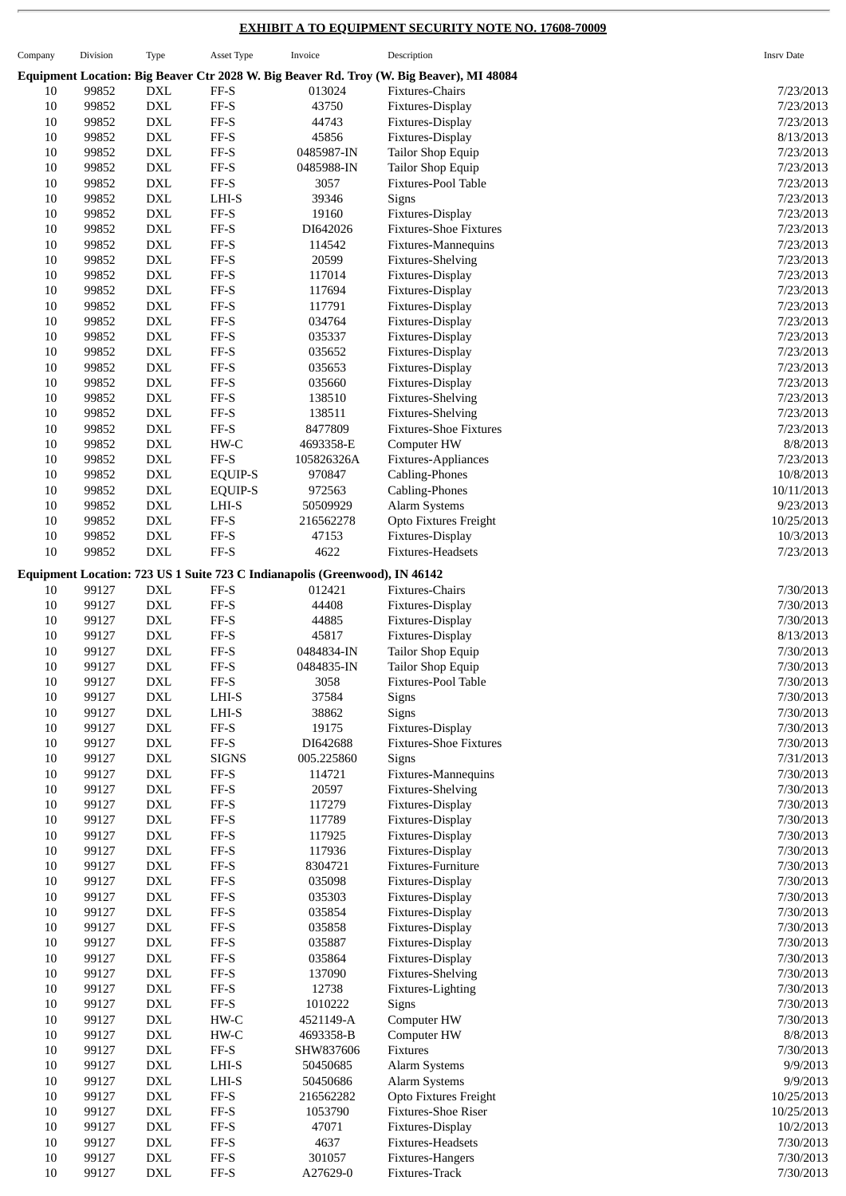## EXHIBIT A TO EQUIPMENT SECURITY NOTE NO. 17608-70009

| Company | Division | Type | Asset Type | Invoice | Description | Insrv Date |
|---|---|---|---|---|---|---|
| **Equipment Location: Big Beaver Ctr 2028 W. Big Beaver Rd. Troy (W. Big Beaver), MI 48084** | | | | | | |
| 10 | 99852 | DXL | FF-S | 013024 | Fixtures-Chairs | 7/23/2013 |
| 10 | 99852 | DXL | FF-S | 43750 | Fixtures-Display | 7/23/2013 |
| 10 | 99852 | DXL | FF-S | 44743 | Fixtures-Display | 7/23/2013 |
| 10 | 99852 | DXL | FF-S | 45856 | Fixtures-Display | 8/13/2013 |
| 10 | 99852 | DXL | FF-S | 0485987-IN | Tailor Shop Equip | 7/23/2013 |
| 10 | 99852 | DXL | FF-S | 0485988-IN | Tailor Shop Equip | 7/23/2013 |
| 10 | 99852 | DXL | FF-S | 3057 | Fixtures-Pool Table | 7/23/2013 |
| 10 | 99852 | DXL | LHI-S | 39346 | Signs | 7/23/2013 |
| 10 | 99852 | DXL | FF-S | 19160 | Fixtures-Display | 7/23/2013 |
| 10 | 99852 | DXL | FF-S | DI642026 | Fixtures-Shoe Fixtures | 7/23/2013 |
| 10 | 99852 | DXL | FF-S | 114542 | Fixtures-Mannequins | 7/23/2013 |
| 10 | 99852 | DXL | FF-S | 20599 | Fixtures-Shelving | 7/23/2013 |
| 10 | 99852 | DXL | FF-S | 117014 | Fixtures-Display | 7/23/2013 |
| 10 | 99852 | DXL | FF-S | 117694 | Fixtures-Display | 7/23/2013 |
| 10 | 99852 | DXL | FF-S | 117791 | Fixtures-Display | 7/23/2013 |
| 10 | 99852 | DXL | FF-S | 034764 | Fixtures-Display | 7/23/2013 |
| 10 | 99852 | DXL | FF-S | 035337 | Fixtures-Display | 7/23/2013 |
| 10 | 99852 | DXL | FF-S | 035652 | Fixtures-Display | 7/23/2013 |
| 10 | 99852 | DXL | FF-S | 035653 | Fixtures-Display | 7/23/2013 |
| 10 | 99852 | DXL | FF-S | 035660 | Fixtures-Display | 7/23/2013 |
| 10 | 99852 | DXL | FF-S | 138510 | Fixtures-Shelving | 7/23/2013 |
| 10 | 99852 | DXL | FF-S | 138511 | Fixtures-Shelving | 7/23/2013 |
| 10 | 99852 | DXL | FF-S | 8477809 | Fixtures-Shoe Fixtures | 7/23/2013 |
| 10 | 99852 | DXL | HW-C | 4693358-E | Computer HW | 8/8/2013 |
| 10 | 99852 | DXL | FF-S | 105826326A | Fixtures-Appliances | 7/23/2013 |
| 10 | 99852 | DXL | EQUIP-S | 970847 | Cabling-Phones | 10/8/2013 |
| 10 | 99852 | DXL | EQUIP-S | 972563 | Cabling-Phones | 10/11/2013 |
| 10 | 99852 | DXL | LHI-S | 50509929 | Alarm Systems | 9/23/2013 |
| 10 | 99852 | DXL | FF-S | 216562278 | Opto Fixtures Freight | 10/25/2013 |
| 10 | 99852 | DXL | FF-S | 47153 | Fixtures-Display | 10/3/2013 |
| 10 | 99852 | DXL | FF-S | 4622 | Fixtures-Headsets | 7/23/2013 |
| **Equipment Location: 723 US 1 Suite 723 C Indianapolis (Greenwood), IN 46142** | | | | | | |
| 10 | 99127 | DXL | FF-S | 012421 | Fixtures-Chairs | 7/30/2013 |
| 10 | 99127 | DXL | FF-S | 44408 | Fixtures-Display | 7/30/2013 |
| 10 | 99127 | DXL | FF-S | 44885 | Fixtures-Display | 7/30/2013 |
| 10 | 99127 | DXL | FF-S | 45817 | Fixtures-Display | 8/13/2013 |
| 10 | 99127 | DXL | FF-S | 0484834-IN | Tailor Shop Equip | 7/30/2013 |
| 10 | 99127 | DXL | FF-S | 0484835-IN | Tailor Shop Equip | 7/30/2013 |
| 10 | 99127 | DXL | FF-S | 3058 | Fixtures-Pool Table | 7/30/2013 |
| 10 | 99127 | DXL | LHI-S | 37584 | Signs | 7/30/2013 |
| 10 | 99127 | DXL | LHI-S | 38862 | Signs | 7/30/2013 |
| 10 | 99127 | DXL | FF-S | 19175 | Fixtures-Display | 7/30/2013 |
| 10 | 99127 | DXL | FF-S | DI642688 | Fixtures-Shoe Fixtures | 7/30/2013 |
| 10 | 99127 | DXL | SIGNS | 005.225860 | Signs | 7/31/2013 |
| 10 | 99127 | DXL | FF-S | 114721 | Fixtures-Mannequins | 7/30/2013 |
| 10 | 99127 | DXL | FF-S | 20597 | Fixtures-Shelving | 7/30/2013 |
| 10 | 99127 | DXL | FF-S | 117279 | Fixtures-Display | 7/30/2013 |
| 10 | 99127 | DXL | FF-S | 117789 | Fixtures-Display | 7/30/2013 |
| 10 | 99127 | DXL | FF-S | 117925 | Fixtures-Display | 7/30/2013 |
| 10 | 99127 | DXL | FF-S | 117936 | Fixtures-Display | 7/30/2013 |
| 10 | 99127 | DXL | FF-S | 8304721 | Fixtures-Furniture | 7/30/2013 |
| 10 | 99127 | DXL | FF-S | 035098 | Fixtures-Display | 7/30/2013 |
| 10 | 99127 | DXL | FF-S | 035303 | Fixtures-Display | 7/30/2013 |
| 10 | 99127 | DXL | FF-S | 035854 | Fixtures-Display | 7/30/2013 |
| 10 | 99127 | DXL | FF-S | 035858 | Fixtures-Display | 7/30/2013 |
| 10 | 99127 | DXL | FF-S | 035887 | Fixtures-Display | 7/30/2013 |
| 10 | 99127 | DXL | FF-S | 035864 | Fixtures-Display | 7/30/2013 |
| 10 | 99127 | DXL | FF-S | 137090 | Fixtures-Shelving | 7/30/2013 |
| 10 | 99127 | DXL | FF-S | 12738 | Fixtures-Lighting | 7/30/2013 |
| 10 | 99127 | DXL | FF-S | 1010222 | Signs | 7/30/2013 |
| 10 | 99127 | DXL | HW-C | 4521149-A | Computer HW | 7/30/2013 |
| 10 | 99127 | DXL | HW-C | 4693358-B | Computer HW | 8/8/2013 |
| 10 | 99127 | DXL | FF-S | SHW837606 | Fixtures | 7/30/2013 |
| 10 | 99127 | DXL | LHI-S | 50450685 | Alarm Systems | 9/9/2013 |
| 10 | 99127 | DXL | LHI-S | 50450686 | Alarm Systems | 9/9/2013 |
| 10 | 99127 | DXL | FF-S | 216562282 | Opto Fixtures Freight | 10/25/2013 |
| 10 | 99127 | DXL | FF-S | 1053790 | Fixtures-Shoe Riser | 10/25/2013 |
| 10 | 99127 | DXL | FF-S | 47071 | Fixtures-Display | 10/2/2013 |
| 10 | 99127 | DXL | FF-S | 4637 | Fixtures-Headsets | 7/30/2013 |
| 10 | 99127 | DXL | FF-S | 301057 | Fixtures-Hangers | 7/30/2013 |
| 10 | 99127 | DXL | FF-S | A27629-0 | Fixtures-Track | 7/30/2013 |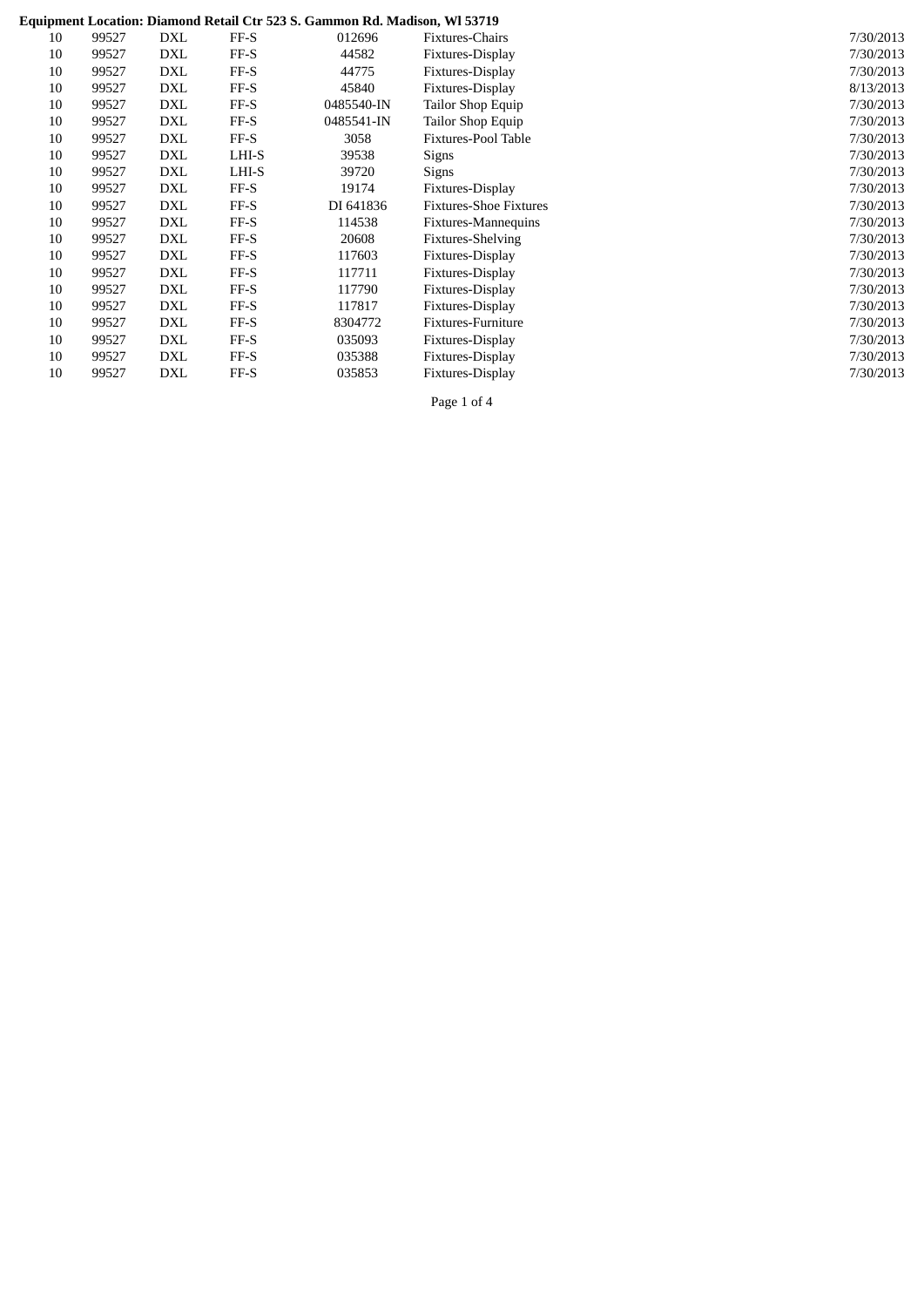**Equipment Location: Diamond Retail Ctr 523 S. Gammon Rd. Madison, Wl 53719**

| | | | | | | |
|---|---|---|---|---|---|---|
| 10 | 99527 | DXL | FF-S | 012696 | Fixtures-Chairs | 7/30/2013 |
| 10 | 99527 | DXL | FF-S | 44582 | Fixtures-Display | 7/30/2013 |
| 10 | 99527 | DXL | FF-S | 44775 | Fixtures-Display | 7/30/2013 |
| 10 | 99527 | DXL | FF-S | 45840 | Fixtures-Display | 8/13/2013 |
| 10 | 99527 | DXL | FF-S | 0485540-IN | Tailor Shop Equip | 7/30/2013 |
| 10 | 99527 | DXL | FF-S | 0485541-IN | Tailor Shop Equip | 7/30/2013 |
| 10 | 99527 | DXL | FF-S | 3058 | Fixtures-Pool Table | 7/30/2013 |
| 10 | 99527 | DXL | LHI-S | 39538 | Signs | 7/30/2013 |
| 10 | 99527 | DXL | LHI-S | 39720 | Signs | 7/30/2013 |
| 10 | 99527 | DXL | FF-S | 19174 | Fixtures-Display | 7/30/2013 |
| 10 | 99527 | DXL | FF-S | DI 641836 | Fixtures-Shoe Fixtures | 7/30/2013 |
| 10 | 99527 | DXL | FF-S | 114538 | Fixtures-Mannequins | 7/30/2013 |
| 10 | 99527 | DXL | FF-S | 20608 | Fixtures-Shelving | 7/30/2013 |
| 10 | 99527 | DXL | FF-S | 117603 | Fixtures-Display | 7/30/2013 |
| 10 | 99527 | DXL | FF-S | 117711 | Fixtures-Display | 7/30/2013 |
| 10 | 99527 | DXL | FF-S | 117790 | Fixtures-Display | 7/30/2013 |
| 10 | 99527 | DXL | FF-S | 117817 | Fixtures-Display | 7/30/2013 |
| 10 | 99527 | DXL | FF-S | 8304772 | Fixtures-Furniture | 7/30/2013 |
| 10 | 99527 | DXL | FF-S | 035093 | Fixtures-Display | 7/30/2013 |
| 10 | 99527 | DXL | FF-S | 035388 | Fixtures-Display | 7/30/2013 |
| 10 | 99527 | DXL | FF-S | 035853 | Fixtures-Display | 7/30/2013 |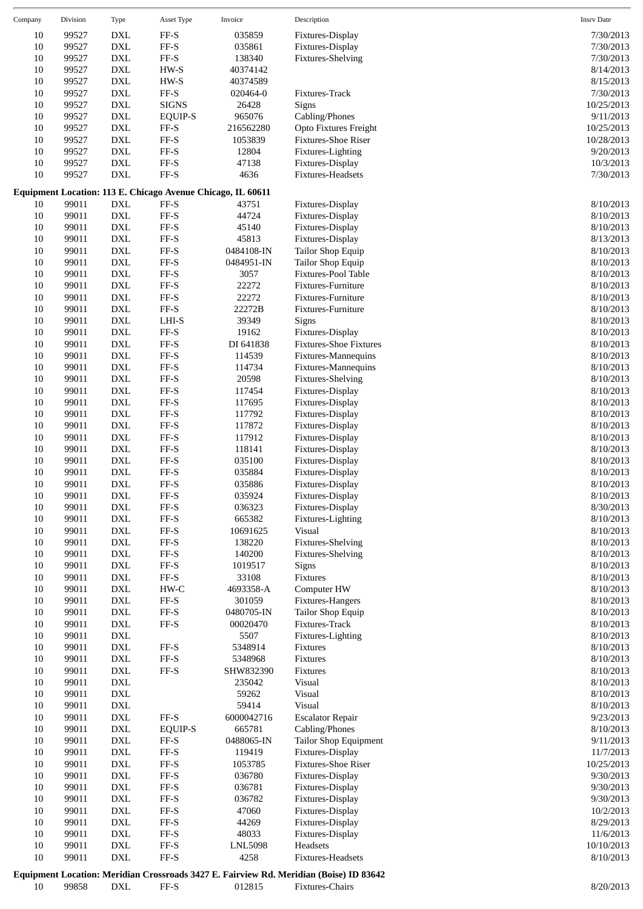| Company | Division | Type | Asset Type | Invoice | Description | Insrv Date |
|---|---|---|---|---|---|---|
| 10 | 99527 | DXL | FF-S | 035859 | Fixtures-Display | 7/30/2013 |
| 10 | 99527 | DXL | FF-S | 035861 | Fixtures-Display | 7/30/2013 |
| 10 | 99527 | DXL | FF-S | 138340 | Fixtures-Shelving | 7/30/2013 |
| 10 | 99527 | DXL | HW-S | 40374142 | | 8/14/2013 |
| 10 | 99527 | DXL | HW-S | 40374589 | | 8/15/2013 |
| 10 | 99527 | DXL | FF-S | 020464-0 | Fixtures-Track | 7/30/2013 |
| 10 | 99527 | DXL | SIGNS | 26428 | Signs | 10/25/2013 |
| 10 | 99527 | DXL | EQUIP-S | 965076 | Cabling/Phones | 9/11/2013 |
| 10 | 99527 | DXL | FF-S | 216562280 | Opto Fixtures Freight | 10/25/2013 |
| 10 | 99527 | DXL | FF-S | 1053839 | Fixtures-Shoe Riser | 10/28/2013 |
| 10 | 99527 | DXL | FF-S | 12804 | Fixtures-Lighting | 9/20/2013 |
| 10 | 99527 | DXL | FF-S | 47138 | Fixtures-Display | 10/3/2013 |
| 10 | 99527 | DXL | FF-S | 4636 | Fixtures-Headsets | 7/30/2013 |

**Equipment Location: 113 E. Chicago Avenue Chicago, IL 60611**

| Company | Division | Type | Asset Type | Invoice | Description | Insrv Date |
|---|---|---|---|---|---|---|
| 10 | 99011 | DXL | FF-S | 43751 | Fixtures-Display | 8/10/2013 |
| 10 | 99011 | DXL | FF-S | 44724 | Fixtures-Display | 8/10/2013 |
| 10 | 99011 | DXL | FF-S | 45140 | Fixtures-Display | 8/10/2013 |
| 10 | 99011 | DXL | FF-S | 45813 | Fixtures-Display | 8/13/2013 |
| 10 | 99011 | DXL | FF-S | 0484108-IN | Tailor Shop Equip | 8/10/2013 |
| 10 | 99011 | DXL | FF-S | 0484951-IN | Tailor Shop Equip | 8/10/2013 |
| 10 | 99011 | DXL | FF-S | 3057 | Fixtures-Pool Table | 8/10/2013 |
| 10 | 99011 | DXL | FF-S | 22272 | Fixtures-Furniture | 8/10/2013 |
| 10 | 99011 | DXL | FF-S | 22272 | Fixtures-Furniture | 8/10/2013 |
| 10 | 99011 | DXL | FF-S | 22272B | Fixtures-Furniture | 8/10/2013 |
| 10 | 99011 | DXL | LHI-S | 39349 | Signs | 8/10/2013 |
| 10 | 99011 | DXL | FF-S | 19162 | Fixtures-Display | 8/10/2013 |
| 10 | 99011 | DXL | FF-S | DI 641838 | Fixtures-Shoe Fixtures | 8/10/2013 |
| 10 | 99011 | DXL | FF-S | 114539 | Fixtures-Mannequins | 8/10/2013 |
| 10 | 99011 | DXL | FF-S | 114734 | Fixtures-Mannequins | 8/10/2013 |
| 10 | 99011 | DXL | FF-S | 20598 | Fixtures-Shelving | 8/10/2013 |
| 10 | 99011 | DXL | FF-S | 117454 | Fixtures-Display | 8/10/2013 |
| 10 | 99011 | DXL | FF-S | 117695 | Fixtures-Display | 8/10/2013 |
| 10 | 99011 | DXL | FF-S | 117792 | Fixtures-Display | 8/10/2013 |
| 10 | 99011 | DXL | FF-S | 117872 | Fixtures-Display | 8/10/2013 |
| 10 | 99011 | DXL | FF-S | 117912 | Fixtures-Display | 8/10/2013 |
| 10 | 99011 | DXL | FF-S | 118141 | Fixtures-Display | 8/10/2013 |
| 10 | 99011 | DXL | FF-S | 035100 | Fixtures-Display | 8/10/2013 |
| 10 | 99011 | DXL | FF-S | 035884 | Fixtures-Display | 8/10/2013 |
| 10 | 99011 | DXL | FF-S | 035886 | Fixtures-Display | 8/10/2013 |
| 10 | 99011 | DXL | FF-S | 035924 | Fixtures-Display | 8/10/2013 |
| 10 | 99011 | DXL | FF-S | 036323 | Fixtures-Display | 8/30/2013 |
| 10 | 99011 | DXL | FF-S | 665382 | Fixtures-Lighting | 8/10/2013 |
| 10 | 99011 | DXL | FF-S | 10691625 | Visual | 8/10/2013 |
| 10 | 99011 | DXL | FF-S | 138220 | Fixtures-Shelving | 8/10/2013 |
| 10 | 99011 | DXL | FF-S | 140200 | Fixtures-Shelving | 8/10/2013 |
| 10 | 99011 | DXL | FF-S | 1019517 | Signs | 8/10/2013 |
| 10 | 99011 | DXL | FF-S | 33108 | Fixtures | 8/10/2013 |
| 10 | 99011 | DXL | HW-C | 4693358-A | Computer HW | 8/10/2013 |
| 10 | 99011 | DXL | FF-S | 301059 | Fixtures-Hangers | 8/10/2013 |
| 10 | 99011 | DXL | FF-S | 0480705-IN | Tailor Shop Equip | 8/10/2013 |
| 10 | 99011 | DXL | FF-S | 00020470 | Fixtures-Track | 8/10/2013 |
| 10 | 99011 | DXL | | 5507 | Fixtures-Lighting | 8/10/2013 |
| 10 | 99011 | DXL | FF-S | 5348914 | Fixtures | 8/10/2013 |
| 10 | 99011 | DXL | FF-S | 5348968 | Fixtures | 8/10/2013 |
| 10 | 99011 | DXL | FF-S | SHW832390 | Fixtures | 8/10/2013 |
| 10 | 99011 | DXL | | 235042 | Visual | 8/10/2013 |
| 10 | 99011 | DXL | | 59262 | Visual | 8/10/2013 |
| 10 | 99011 | DXL | | 59414 | Visual | 8/10/2013 |
| 10 | 99011 | DXL | FF-S | 6000042716 | Escalator Repair | 9/23/2013 |
| 10 | 99011 | DXL | EQUIP-S | 665781 | Cabling/Phones | 8/10/2013 |
| 10 | 99011 | DXL | FF-S | 0488065-IN | Tailor Shop Equipment | 9/11/2013 |
| 10 | 99011 | DXL | FF-S | 119419 | Fixtures-Display | 11/7/2013 |
| 10 | 99011 | DXL | FF-S | 1053785 | Fixtures-Shoe Riser | 10/25/2013 |
| 10 | 99011 | DXL | FF-S | 036780 | Fixtures-Display | 9/30/2013 |
| 10 | 99011 | DXL | FF-S | 036781 | Fixtures-Display | 9/30/2013 |
| 10 | 99011 | DXL | FF-S | 036782 | Fixtures-Display | 9/30/2013 |
| 10 | 99011 | DXL | FF-S | 47060 | Fixtures-Display | 10/2/2013 |
| 10 | 99011 | DXL | FF-S | 44269 | Fixtures-Display | 8/29/2013 |
| 10 | 99011 | DXL | FF-S | 48033 | Fixtures-Display | 11/6/2013 |
| 10 | 99011 | DXL | FF-S | LNL5098 | Headsets | 10/10/2013 |
| 10 | 99011 | DXL | FF-S | 4258 | Fixtures-Headsets | 8/10/2013 |

**Equipment Location: Meridian Crossroads 3427 E. Fairview Rd. Meridian (Boise) ID 83642**

| Company | Division | Type | Asset Type | Invoice | Description | Insrv Date |
|---|---|---|---|---|---|---|
| 10 | 99858 | DXL | FF-S | 012815 | Fixtures-Chairs | 8/20/2013 |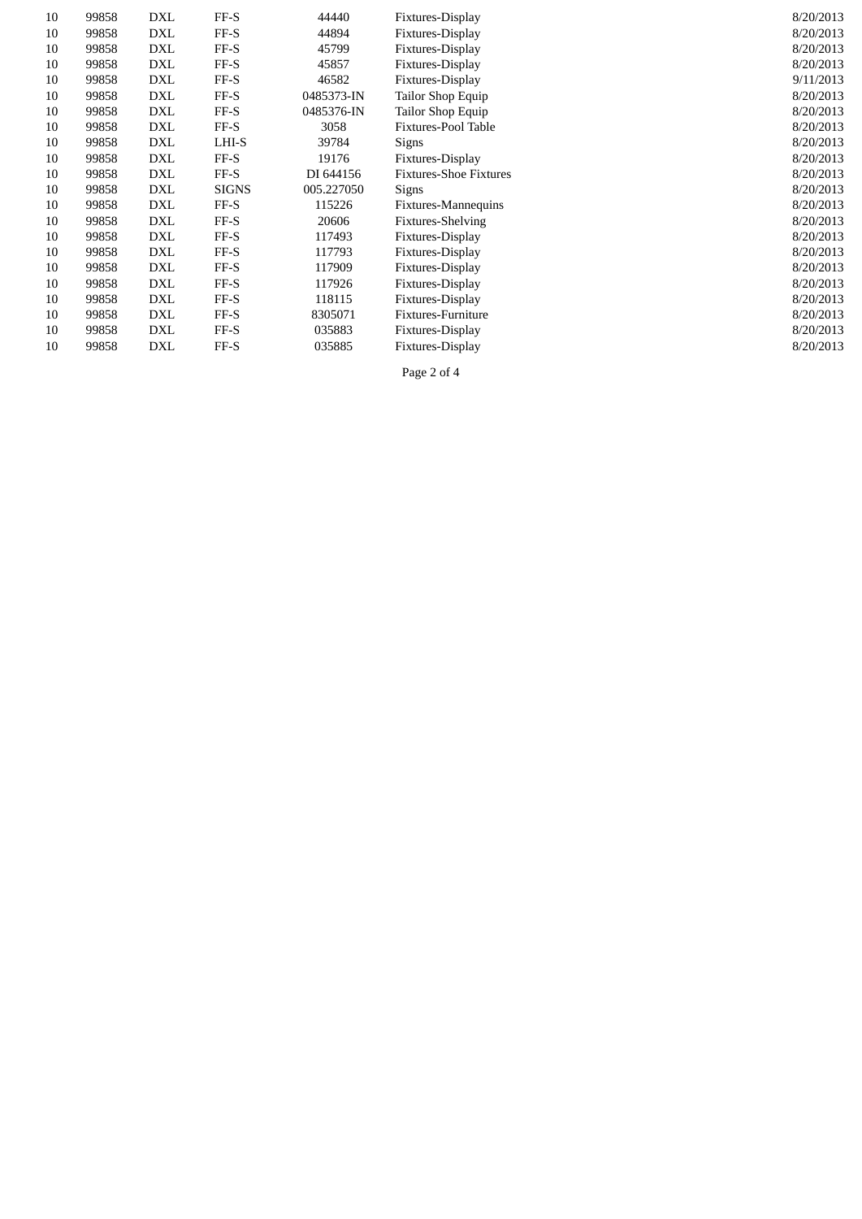| | | | | | | |
|---|---|---|---|---|---|---|
| 10 | 99858 | DXL | FF-S | 44440 | Fixtures-Display | 8/20/2013 |
| 10 | 99858 | DXL | FF-S | 44894 | Fixtures-Display | 8/20/2013 |
| 10 | 99858 | DXL | FF-S | 45799 | Fixtures-Display | 8/20/2013 |
| 10 | 99858 | DXL | FF-S | 45857 | Fixtures-Display | 8/20/2013 |
| 10 | 99858 | DXL | FF-S | 46582 | Fixtures-Display | 9/11/2013 |
| 10 | 99858 | DXL | FF-S | 0485373-IN | Tailor Shop Equip | 8/20/2013 |
| 10 | 99858 | DXL | FF-S | 0485376-IN | Tailor Shop Equip | 8/20/2013 |
| 10 | 99858 | DXL | FF-S | 3058 | Fixtures-Pool Table | 8/20/2013 |
| 10 | 99858 | DXL | LHI-S | 39784 | Signs | 8/20/2013 |
| 10 | 99858 | DXL | FF-S | 19176 | Fixtures-Display | 8/20/2013 |
| 10 | 99858 | DXL | FF-S | DI 644156 | Fixtures-Shoe Fixtures | 8/20/2013 |
| 10 | 99858 | DXL | SIGNS | 005.227050 | Signs | 8/20/2013 |
| 10 | 99858 | DXL | FF-S | 115226 | Fixtures-Mannequins | 8/20/2013 |
| 10 | 99858 | DXL | FF-S | 20606 | Fixtures-Shelving | 8/20/2013 |
| 10 | 99858 | DXL | FF-S | 117493 | Fixtures-Display | 8/20/2013 |
| 10 | 99858 | DXL | FF-S | 117793 | Fixtures-Display | 8/20/2013 |
| 10 | 99858 | DXL | FF-S | 117909 | Fixtures-Display | 8/20/2013 |
| 10 | 99858 | DXL | FF-S | 117926 | Fixtures-Display | 8/20/2013 |
| 10 | 99858 | DXL | FF-S | 118115 | Fixtures-Display | 8/20/2013 |
| 10 | 99858 | DXL | FF-S | 8305071 | Fixtures-Furniture | 8/20/2013 |
| 10 | 99858 | DXL | FF-S | 035883 | Fixtures-Display | 8/20/2013 |
| 10 | 99858 | DXL | FF-S | 035885 | Fixtures-Display | 8/20/2013 |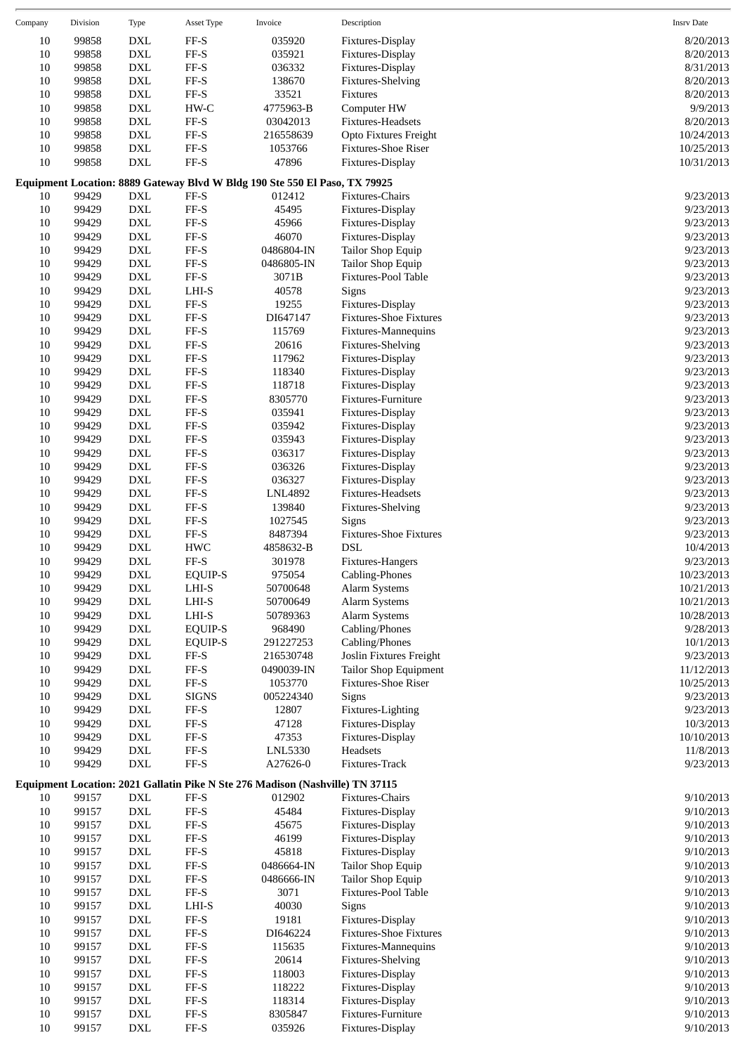| Company | Division | Type | Asset Type | Invoice | Description | Insrv Date |
|---|---|---|---|---|---|---|
| 10 | 99858 | DXL | FF-S | 035920 | Fixtures-Display | 8/20/2013 |
| 10 | 99858 | DXL | FF-S | 035921 | Fixtures-Display | 8/20/2013 |
| 10 | 99858 | DXL | FF-S | 036332 | Fixtures-Display | 8/31/2013 |
| 10 | 99858 | DXL | FF-S | 138670 | Fixtures-Shelving | 8/20/2013 |
| 10 | 99858 | DXL | FF-S | 33521 | Fixtures | 8/20/2013 |
| 10 | 99858 | DXL | HW-C | 4775963-B | Computer HW | 9/9/2013 |
| 10 | 99858 | DXL | FF-S | 03042013 | Fixtures-Headsets | 8/20/2013 |
| 10 | 99858 | DXL | FF-S | 216558639 | Opto Fixtures Freight | 10/24/2013 |
| 10 | 99858 | DXL | FF-S | 1053766 | Fixtures-Shoe Riser | 10/25/2013 |
| 10 | 99858 | DXL | FF-S | 47896 | Fixtures-Display | 10/31/2013 |

**Equipment Location: 8889 Gateway Blvd W Bldg 190 Ste 550 El Paso, TX 79925**

| Company | Division | Type | Asset Type | Invoice | Description | Insrv Date |
|---|---|---|---|---|---|---|
| 10 | 99429 | DXL | FF-S | 012412 | Fixtures-Chairs | 9/23/2013 |
| 10 | 99429 | DXL | FF-S | 45495 | Fixtures-Display | 9/23/2013 |
| 10 | 99429 | DXL | FF-S | 45966 | Fixtures-Display | 9/23/2013 |
| 10 | 99429 | DXL | FF-S | 46070 | Fixtures-Display | 9/23/2013 |
| 10 | 99429 | DXL | FF-S | 0486804-IN | Tailor Shop Equip | 9/23/2013 |
| 10 | 99429 | DXL | FF-S | 0486805-IN | Tailor Shop Equip | 9/23/2013 |
| 10 | 99429 | DXL | FF-S | 3071B | Fixtures-Pool Table | 9/23/2013 |
| 10 | 99429 | DXL | LHI-S | 40578 | Signs | 9/23/2013 |
| 10 | 99429 | DXL | FF-S | 19255 | Fixtures-Display | 9/23/2013 |
| 10 | 99429 | DXL | FF-S | DI647147 | Fixtures-Shoe Fixtures | 9/23/2013 |
| 10 | 99429 | DXL | FF-S | 115769 | Fixtures-Mannequins | 9/23/2013 |
| 10 | 99429 | DXL | FF-S | 20616 | Fixtures-Shelving | 9/23/2013 |
| 10 | 99429 | DXL | FF-S | 117962 | Fixtures-Display | 9/23/2013 |
| 10 | 99429 | DXL | FF-S | 118340 | Fixtures-Display | 9/23/2013 |
| 10 | 99429 | DXL | FF-S | 118718 | Fixtures-Display | 9/23/2013 |
| 10 | 99429 | DXL | FF-S | 8305770 | Fixtures-Furniture | 9/23/2013 |
| 10 | 99429 | DXL | FF-S | 035941 | Fixtures-Display | 9/23/2013 |
| 10 | 99429 | DXL | FF-S | 035942 | Fixtures-Display | 9/23/2013 |
| 10 | 99429 | DXL | FF-S | 035943 | Fixtures-Display | 9/23/2013 |
| 10 | 99429 | DXL | FF-S | 036317 | Fixtures-Display | 9/23/2013 |
| 10 | 99429 | DXL | FF-S | 036326 | Fixtures-Display | 9/23/2013 |
| 10 | 99429 | DXL | FF-S | 036327 | Fixtures-Display | 9/23/2013 |
| 10 | 99429 | DXL | FF-S | LNL4892 | Fixtures-Headsets | 9/23/2013 |
| 10 | 99429 | DXL | FF-S | 139840 | Fixtures-Shelving | 9/23/2013 |
| 10 | 99429 | DXL | FF-S | 1027545 | Signs | 9/23/2013 |
| 10 | 99429 | DXL | FF-S | 8487394 | Fixtures-Shoe Fixtures | 9/23/2013 |
| 10 | 99429 | DXL | HWC | 4858632-B | DSL | 10/4/2013 |
| 10 | 99429 | DXL | FF-S | 301978 | Fixtures-Hangers | 9/23/2013 |
| 10 | 99429 | DXL | EQUIP-S | 975054 | Cabling-Phones | 10/23/2013 |
| 10 | 99429 | DXL | LHI-S | 50700648 | Alarm Systems | 10/21/2013 |
| 10 | 99429 | DXL | LHI-S | 50700649 | Alarm Systems | 10/21/2013 |
| 10 | 99429 | DXL | LHI-S | 50789363 | Alarm Systems | 10/28/2013 |
| 10 | 99429 | DXL | EQUIP-S | 968490 | Cabling/Phones | 9/28/2013 |
| 10 | 99429 | DXL | EQUIP-S | 291227253 | Cabling/Phones | 10/1/2013 |
| 10 | 99429 | DXL | FF-S | 216530748 | Joslin Fixtures Freight | 9/23/2013 |
| 10 | 99429 | DXL | FF-S | 0490039-IN | Tailor Shop Equipment | 11/12/2013 |
| 10 | 99429 | DXL | FF-S | 1053770 | Fixtures-Shoe Riser | 10/25/2013 |
| 10 | 99429 | DXL | SIGNS | 005224340 | Signs | 9/23/2013 |
| 10 | 99429 | DXL | FF-S | 12807 | Fixtures-Lighting | 9/23/2013 |
| 10 | 99429 | DXL | FF-S | 47128 | Fixtures-Display | 10/3/2013 |
| 10 | 99429 | DXL | FF-S | 47353 | Fixtures-Display | 10/10/2013 |
| 10 | 99429 | DXL | FF-S | LNL5330 | Headsets | 11/8/2013 |
| 10 | 99429 | DXL | FF-S | A27626-0 | Fixtures-Track | 9/23/2013 |

**Equipment Location: 2021 Gallatin Pike N Ste 276 Madison (Nashville) TN 37115**

| Company | Division | Type | Asset Type | Invoice | Description | Insrv Date |
|---|---|---|---|---|---|---|
| 10 | 99157 | DXL | FF-S | 012902 | Fixtures-Chairs | 9/10/2013 |
| 10 | 99157 | DXL | FF-S | 45484 | Fixtures-Display | 9/10/2013 |
| 10 | 99157 | DXL | FF-S | 45675 | Fixtures-Display | 9/10/2013 |
| 10 | 99157 | DXL | FF-S | 46199 | Fixtures-Display | 9/10/2013 |
| 10 | 99157 | DXL | FF-S | 45818 | Fixtures-Display | 9/10/2013 |
| 10 | 99157 | DXL | FF-S | 0486664-IN | Tailor Shop Equip | 9/10/2013 |
| 10 | 99157 | DXL | FF-S | 0486666-IN | Tailor Shop Equip | 9/10/2013 |
| 10 | 99157 | DXL | FF-S | 3071 | Fixtures-Pool Table | 9/10/2013 |
| 10 | 99157 | DXL | LHI-S | 40030 | Signs | 9/10/2013 |
| 10 | 99157 | DXL | FF-S | 19181 | Fixtures-Display | 9/10/2013 |
| 10 | 99157 | DXL | FF-S | DI646224 | Fixtures-Shoe Fixtures | 9/10/2013 |
| 10 | 99157 | DXL | FF-S | 115635 | Fixtures-Mannequins | 9/10/2013 |
| 10 | 99157 | DXL | FF-S | 20614 | Fixtures-Shelving | 9/10/2013 |
| 10 | 99157 | DXL | FF-S | 118003 | Fixtures-Display | 9/10/2013 |
| 10 | 99157 | DXL | FF-S | 118222 | Fixtures-Display | 9/10/2013 |
| 10 | 99157 | DXL | FF-S | 118314 | Fixtures-Display | 9/10/2013 |
| 10 | 99157 | DXL | FF-S | 8305847 | Fixtures-Furniture | 9/10/2013 |
| 10 | 99157 | DXL | FF-S | 035926 | Fixtures-Display | 9/10/2013 |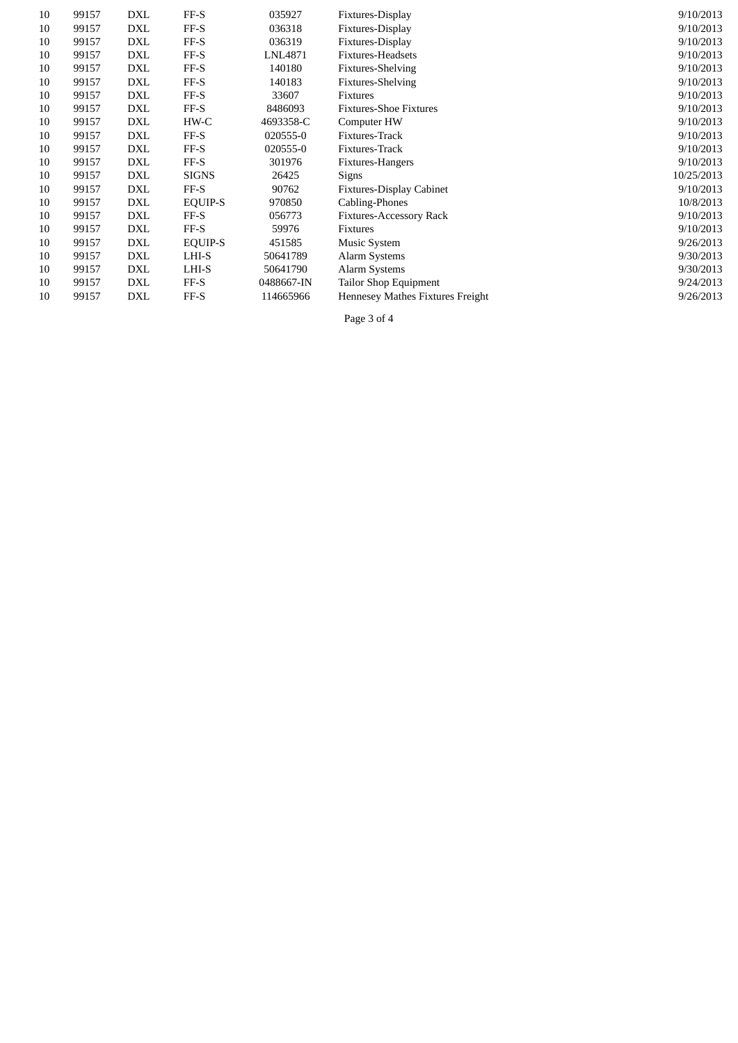| | | | | | | |
|---|---|---|---|---|---|---|
| 10 | 99157 | DXL | FF-S | 035927 | Fixtures-Display | 9/10/2013 |
| 10 | 99157 | DXL | FF-S | 036318 | Fixtures-Display | 9/10/2013 |
| 10 | 99157 | DXL | FF-S | 036319 | Fixtures-Display | 9/10/2013 |
| 10 | 99157 | DXL | FF-S | LNL4871 | Fixtures-Headsets | 9/10/2013 |
| 10 | 99157 | DXL | FF-S | 140180 | Fixtures-Shelving | 9/10/2013 |
| 10 | 99157 | DXL | FF-S | 140183 | Fixtures-Shelving | 9/10/2013 |
| 10 | 99157 | DXL | FF-S | 33607 | Fixtures | 9/10/2013 |
| 10 | 99157 | DXL | FF-S | 8486093 | Fixtures-Shoe Fixtures | 9/10/2013 |
| 10 | 99157 | DXL | HW-C | 4693358-C | Computer HW | 9/10/2013 |
| 10 | 99157 | DXL | FF-S | 020555-0 | Fixtures-Track | 9/10/2013 |
| 10 | 99157 | DXL | FF-S | 020555-0 | Fixtures-Track | 9/10/2013 |
| 10 | 99157 | DXL | FF-S | 301976 | Fixtures-Hangers | 9/10/2013 |
| 10 | 99157 | DXL | SIGNS | 26425 | Signs | 10/25/2013 |
| 10 | 99157 | DXL | FF-S | 90762 | Fixtures-Display Cabinet | 9/10/2013 |
| 10 | 99157 | DXL | EQUIP-S | 970850 | Cabling-Phones | 10/8/2013 |
| 10 | 99157 | DXL | FF-S | 056773 | Fixtures-Accessory Rack | 9/10/2013 |
| 10 | 99157 | DXL | FF-S | 59976 | Fixtures | 9/10/2013 |
| 10 | 99157 | DXL | EQUIP-S | 451585 | Music System | 9/26/2013 |
| 10 | 99157 | DXL | LHI-S | 50641789 | Alarm Systems | 9/30/2013 |
| 10 | 99157 | DXL | LHI-S | 50641790 | Alarm Systems | 9/30/2013 |
| 10 | 99157 | DXL | FF-S | 0488667-IN | Tailor Shop Equipment | 9/24/2013 |
| 10 | 99157 | DXL | FF-S | 114665966 | Hennesey Mathes Fixtures Freight | 9/26/2013 |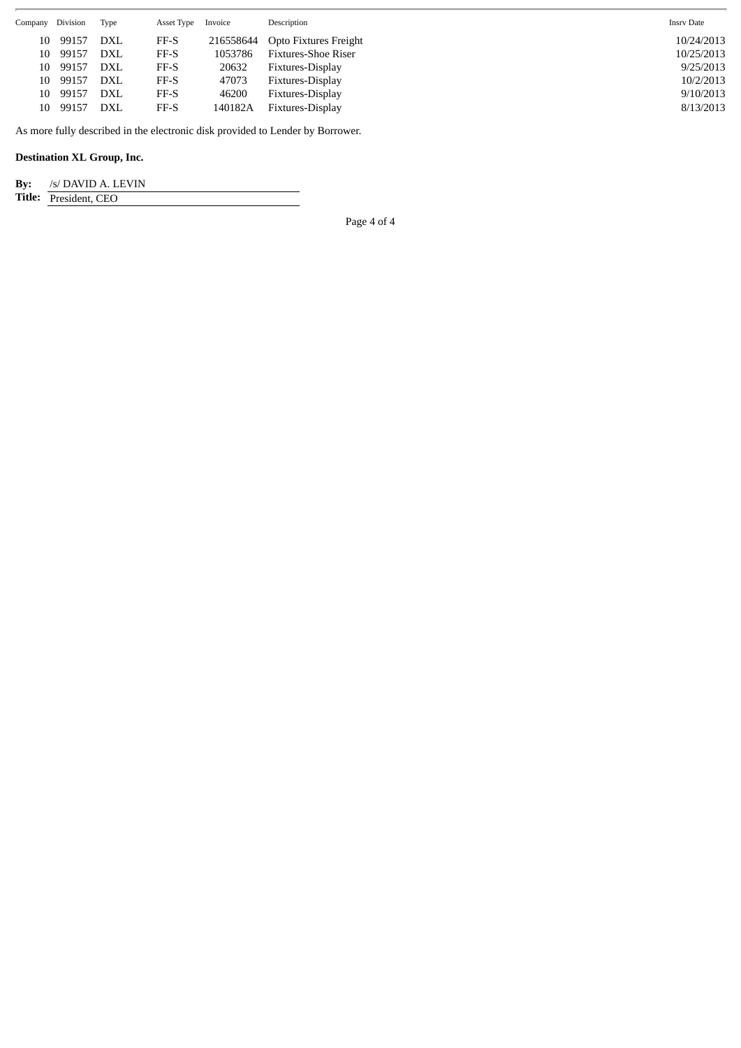| Company | Division | Type | Asset Type | Invoice | Description | Insrv Date |
|---|---|---|---|---|---|---|
| 10 | 99157 | DXL | FF-S | 216558644 | Opto Fixtures Freight | 10/24/2013 |
| 10 | 99157 | DXL | FF-S | 1053786 | Fixtures-Shoe Riser | 10/25/2013 |
| 10 | 99157 | DXL | FF-S | 20632 | Fixtures-Display | 9/25/2013 |
| 10 | 99157 | DXL | FF-S | 47073 | Fixtures-Display | 10/2/2013 |
| 10 | 99157 | DXL | FF-S | 46200 | Fixtures-Display | 9/10/2013 |
| 10 | 99157 | DXL | FF-S | 140182A | Fixtures-Display | 8/13/2013 |

As more fully described in the electronic disk provided to Lender by Borrower.

**Destination XL Group, Inc.**

**By:** /s/ DAVID A. LEVIN

**Title:** President, CEO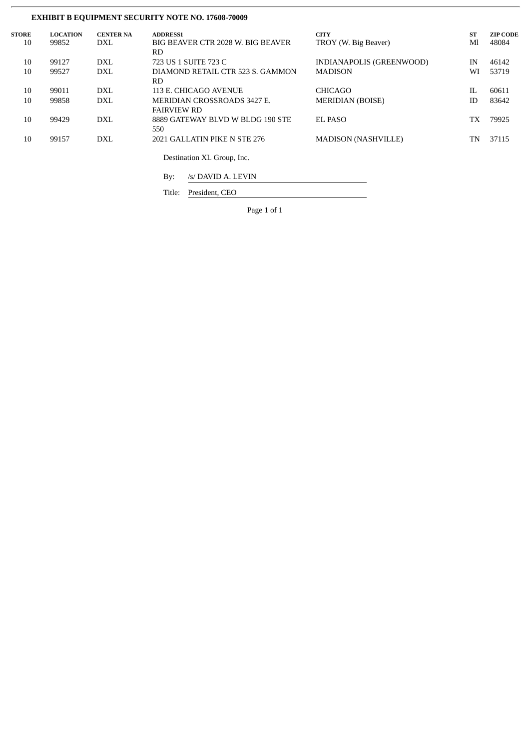**EXHIBIT B EQUIPMENT SECURITY NOTE NO. 17608-70009**

| STORE | LOCATION | CENTER NA | ADDRESS1 | CITY | ST | ZIP CODE |
|---|---|---|---|---|---|---|
| 10 | 99852 | DXL | BIG BEAVER CTR 2028 W. BIG BEAVER RD | TROY (W. Big Beaver) | Ml | 48084 |
| 10 | 99127 | DXL | 723 US 1 SUITE 723 C | INDIANAPOLIS (GREENWOOD) | IN | 46142 |
| 10 | 99527 | DXL | DIAMOND RETAIL CTR 523 S. GAMMON RD | MADISON | WI | 53719 |
| 10 | 99011 | DXL | 113 E. CHICAGO AVENUE | CHICAGO | IL | 60611 |
| 10 | 99858 | DXL | MERIDIAN CROSSROADS 3427 E. FAIRVIEW RD | MERIDIAN (BOISE) | ID | 83642 |
| 10 | 99429 | DXL | 8889 GATEWAY BLVD W BLDG 190 STE 550 | EL PASO | TX | 79925 |
| 10 | 99157 | DXL | 2021 GALLATIN PIKE N STE 276 | MADISON (NASHVILLE) | TN | 37115 |

Destination XL Group, Inc.

By: /s/ DAVID A. LEVIN

Title: President, CEO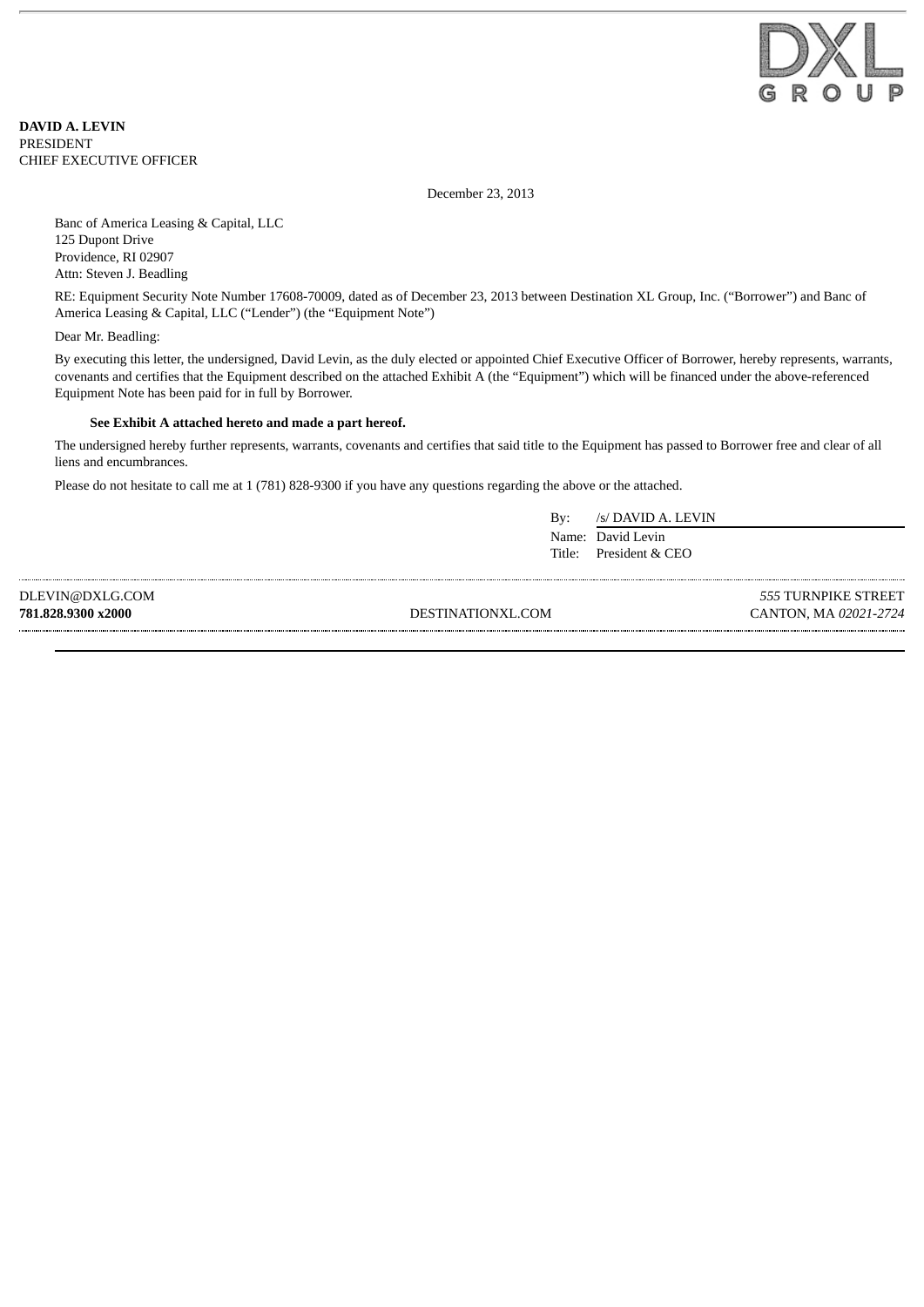DXL GROUP

**DAVID A. LEVIN**
PRESIDENT
CHIEF EXECUTIVE OFFICER

December 23, 2013

Banc of America Leasing & Capital, LLC
125 Dupont Drive
Providence, RI 02907
Attn: Steven J. Beadling

RE: Equipment Security Note Number 17608-70009, dated as of December 23, 2013 between Destination XL Group, Inc. ("Borrower") and Banc of America Leasing & Capital, LLC ("Lender") (the "Equipment Note")

Dear Mr. Beadling:

By executing this letter, the undersigned, David Levin, as the duly elected or appointed Chief Executive Officer of Borrower, hereby represents, warrants, covenants and certifies that the Equipment described on the attached Exhibit A (the "Equipment") which will be financed under the above-referenced Equipment Note has been paid for in full by Borrower.

**See Exhibit A attached hereto and made a part hereof.**

The undersigned hereby further represents, warrants, covenants and certifies that said title to the Equipment has passed to Borrower free and clear of all liens and encumbrances.

Please do not hesitate to call me at 1 (781) 828-9300 if you have any questions regarding the above or the attached.

By: /s/ DAVID A. LEVIN
Name: David Levin
Title: President & CEO

DLEVIN@DXLG.COM
**781.828.9300 x2000**
DESTINATIONXL.COM
*555* TURNPIKE STREET
CANTON, MA *02021-2724*